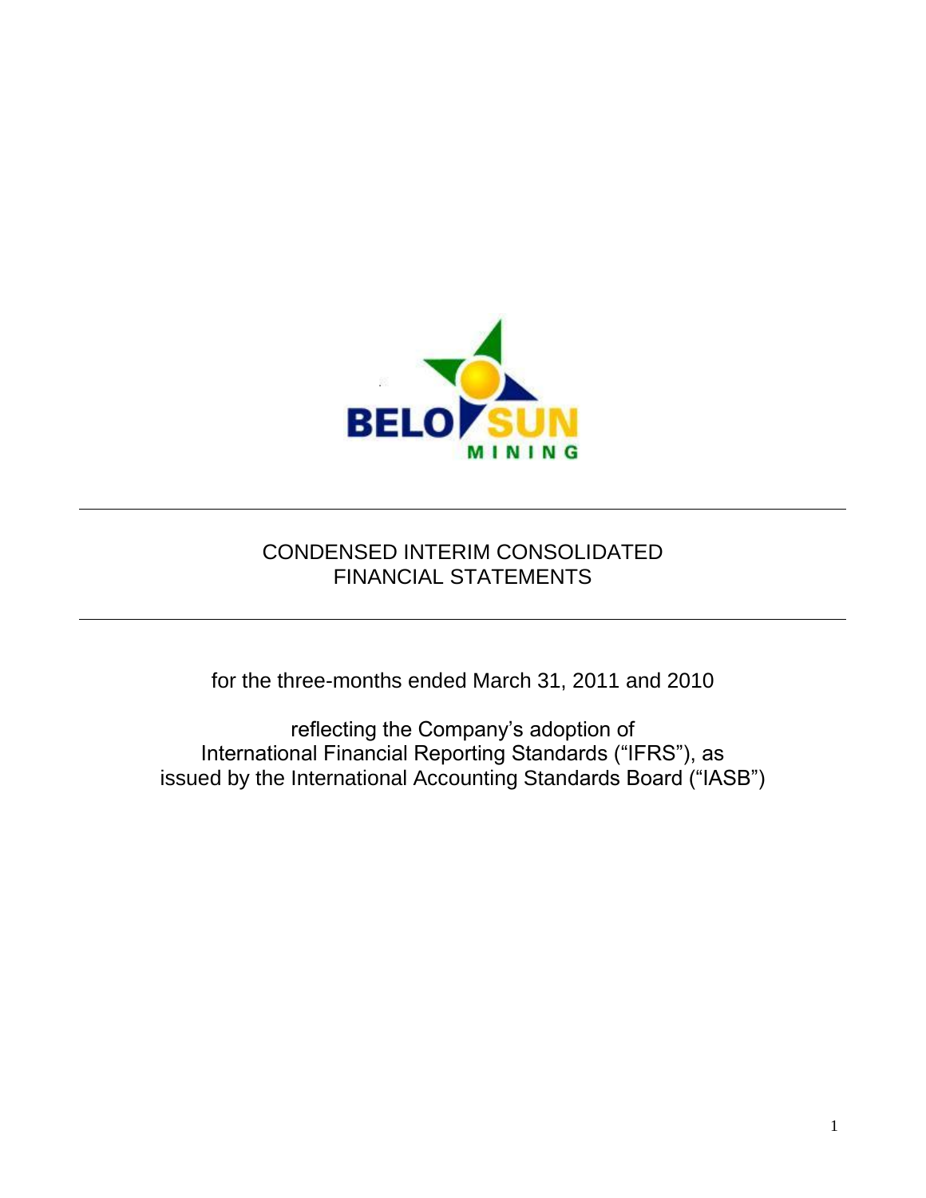# CONDENSED INTERIM CONSOLIDATED FINANCIAL STATEMENTS

for the three-months ended March 31, 2011 and 2010

reflecting the Company's adoption of
International Financial Reporting Standards ("IFRS"), as
issued by the International Accounting Standards Board ("IASB")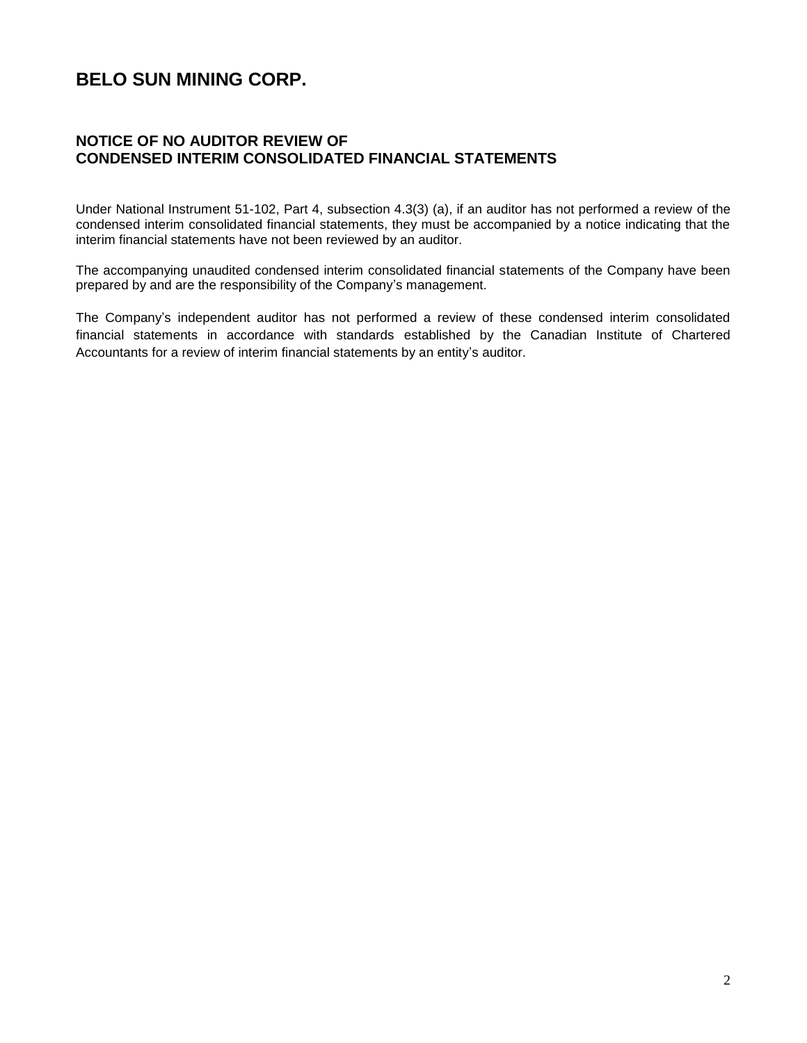# BELO SUN MINING CORP.

## NOTICE OF NO AUDITOR REVIEW OF CONDENSED INTERIM CONSOLIDATED FINANCIAL STATEMENTS

Under National Instrument 51-102, Part 4, subsection 4.3(3) (a), if an auditor has not performed a review of the condensed interim consolidated financial statements, they must be accompanied by a notice indicating that the interim financial statements have not been reviewed by an auditor.

The accompanying unaudited condensed interim consolidated financial statements of the Company have been prepared by and are the responsibility of the Company's management.

The Company's independent auditor has not performed a review of these condensed interim consolidated financial statements in accordance with standards established by the Canadian Institute of Chartered Accountants for a review of interim financial statements by an entity's auditor.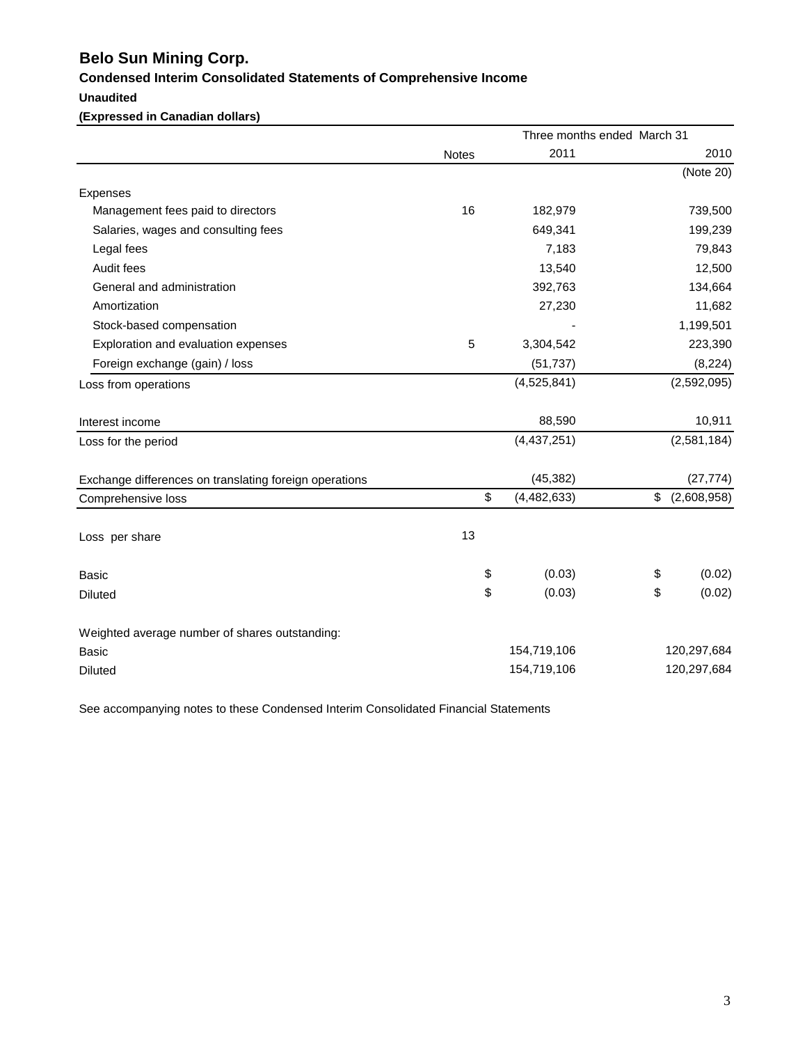# Belo Sun Mining Corp.

## Condensed Interim Consolidated Statements of Comprehensive Income

**Unaudited**

**(Expressed in Canadian dollars)**

| | | Three months ended March 31 | |
|---|---|---|---|
| | Notes | 2011 | 2010 |
| | | | (Note 20) |
| Expenses | | | |
| Management fees paid to directors | 16 | 182,979 | 739,500 |
| Salaries, wages and consulting fees | | 649,341 | 199,239 |
| Legal fees | | 7,183 | 79,843 |
| Audit fees | | 13,540 | 12,500 |
| General and administration | | 392,763 | 134,664 |
| Amortization | | 27,230 | 11,682 |
| Stock-based compensation | | - | 1,199,501 |
| Exploration and evaluation expenses | 5 | 3,304,542 | 223,390 |
| Foreign exchange (gain) / loss | | (51,737) | (8,224) |
| Loss from operations | | (4,525,841) | (2,592,095) |
| Interest income | | 88,590 | 10,911 |
| Loss for the period | | (4,437,251) | (2,581,184) |
| Exchange differences on translating foreign operations | | (45,382) | (27,774) |
| Comprehensive loss | | $ (4,482,633) | $ (2,608,958) |
| Loss per share | 13 | | |
| Basic | | $ (0.03) | $ (0.02) |
| Diluted | | $ (0.03) | $ (0.02) |
| Weighted average number of shares outstanding: | | | |
| Basic | | 154,719,106 | 120,297,684 |
| Diluted | | 154,719,106 | 120,297,684 |

See accompanying notes to these Condensed Interim Consolidated Financial Statements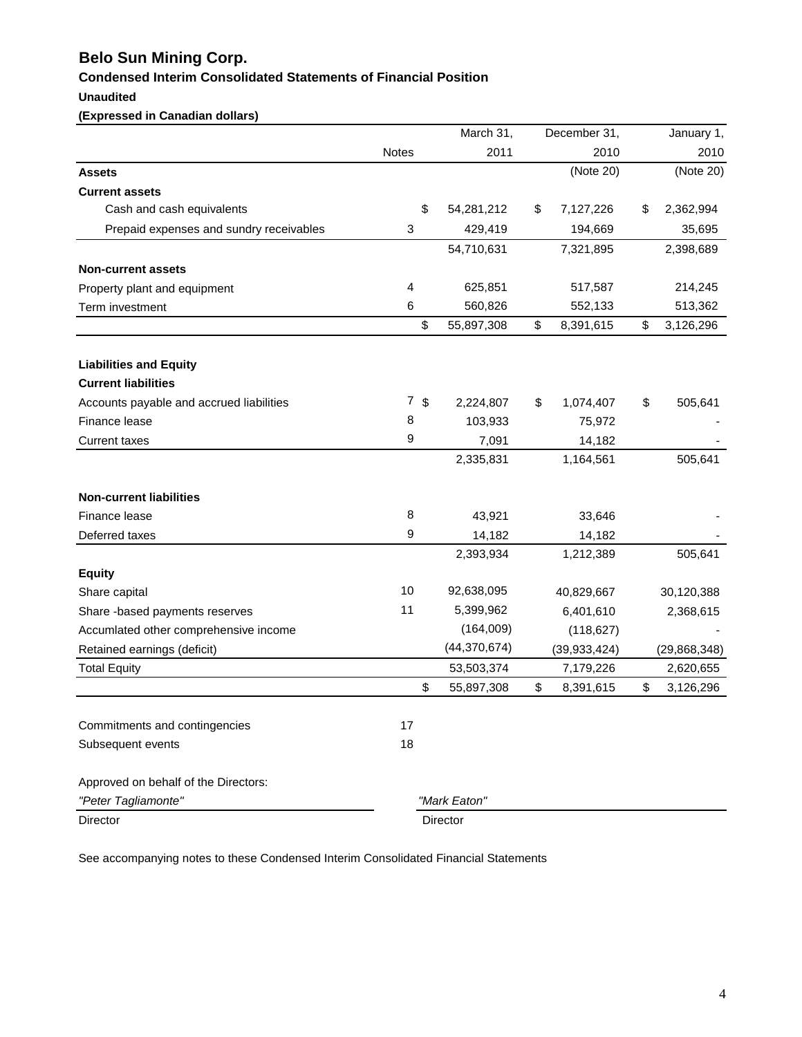# Belo Sun Mining Corp.

## Condensed Interim Consolidated Statements of Financial Position

**Unaudited**

**(Expressed in Canadian dollars)**

| | Notes | March 31, 2011 | December 31, 2010 (Note 20) | January 1, 2010 (Note 20) |
|---|---|---|---|---|
| **Assets** | | | | |
| **Current assets** | | | | |
| Cash and cash equivalents | | $ 54,281,212 | $ 7,127,226 | $ 2,362,994 |
| Prepaid expenses and sundry receivables | 3 | 429,419 | 194,669 | 35,695 |
| | | 54,710,631 | 7,321,895 | 2,398,689 |
| **Non-current assets** | | | | |
| Property plant and equipment | 4 | 625,851 | 517,587 | 214,245 |
| Term investment | 6 | 560,826 | 552,133 | 513,362 |
| | | $ 55,897,308 | $ 8,391,615 | $ 3,126,296 |
| **Liabilities and Equity** | | | | |
| **Current liabilities** | | | | |
| Accounts payable and accrued liabilities | 7 | $ 2,224,807 | $ 1,074,407 | $ 505,641 |
| Finance lease | 8 | 103,933 | 75,972 | - |
| Current taxes | 9 | 7,091 | 14,182 | - |
| | | 2,335,831 | 1,164,561 | 505,641 |
| **Non-current liabilities** | | | | |
| Finance lease | 8 | 43,921 | 33,646 | - |
| Deferred taxes | 9 | 14,182 | 14,182 | - |
| | | 2,393,934 | 1,212,389 | 505,641 |
| **Equity** | | | | |
| Share capital | 10 | 92,638,095 | 40,829,667 | 30,120,388 |
| Share -based payments reserves | 11 | 5,399,962 | 6,401,610 | 2,368,615 |
| Accumlated other comprehensive income | | (164,009) | (118,627) | - |
| Retained earnings (deficit) | | (44,370,674) | (39,933,424) | (29,868,348) |
| Total Equity | | 53,503,374 | 7,179,226 | 2,620,655 |
| | | $ 55,897,308 | $ 8,391,615 | $ 3,126,296 |

| | Notes |
|---|---|
| Commitments and contingencies | 17 |
| Subsequent events | 18 |

Approved on behalf of the Directors:

*"Peter Tagliamonte"* — Director

*"Mark Eaton"* — Director

See accompanying notes to these Condensed Interim Consolidated Financial Statements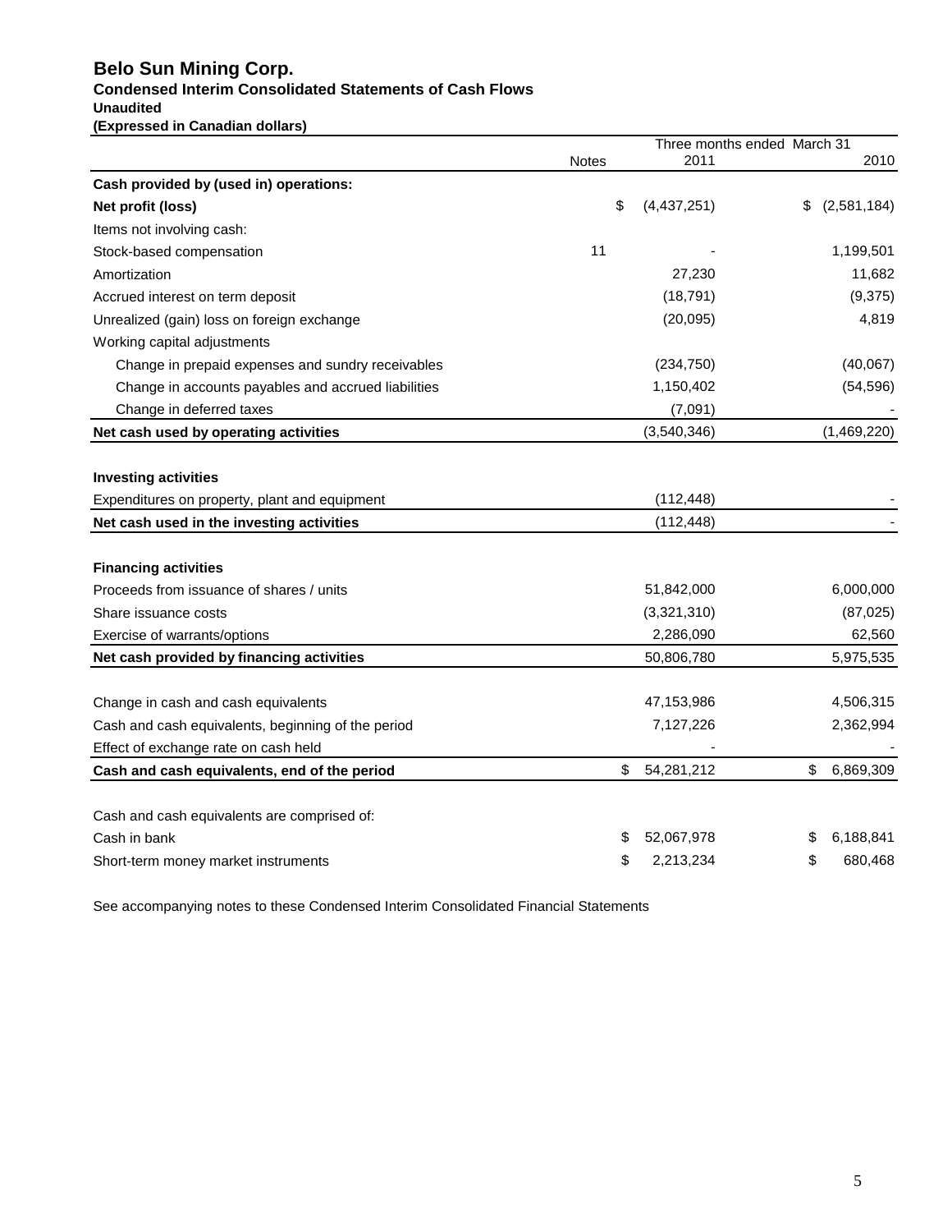# Belo Sun Mining Corp.

**Condensed Interim Consolidated Statements of Cash Flows**
**Unaudited**
**(Expressed in Canadian dollars)**

| | Notes | Three months ended March 31 2011 | 2010 |
|---|---|---|---|
| **Cash provided by (used in) operations:** | | | |
| **Net profit (loss)** | | $ (4,437,251) | $ (2,581,184) |
| Items not involving cash: | | | |
| Stock-based compensation | 11 | - | 1,199,501 |
| Amortization | | 27,230 | 11,682 |
| Accrued interest on term deposit | | (18,791) | (9,375) |
| Unrealized (gain) loss on foreign exchange | | (20,095) | 4,819 |
| Working capital adjustments | | | |
| Change in prepaid expenses and sundry receivables | | (234,750) | (40,067) |
| Change in accounts payables and accrued liabilities | | 1,150,402 | (54,596) |
| Change in deferred taxes | | (7,091) | - |
| **Net cash used by operating activities** | | (3,540,346) | (1,469,220) |
| | | | |
| **Investing activities** | | | |
| Expenditures on property, plant and equipment | | (112,448) | - |
| **Net cash used in the investing activities** | | (112,448) | - |
| | | | |
| **Financing activities** | | | |
| Proceeds from issuance of shares / units | | 51,842,000 | 6,000,000 |
| Share issuance costs | | (3,321,310) | (87,025) |
| Exercise of warrants/options | | 2,286,090 | 62,560 |
| **Net cash provided by financing activities** | | 50,806,780 | 5,975,535 |
| | | | |
| Change in cash and cash equivalents | | 47,153,986 | 4,506,315 |
| Cash and cash equivalents, beginning of the period | | 7,127,226 | 2,362,994 |
| Effect of exchange rate on cash held | | - | - |
| **Cash and cash equivalents, end of the period** | | $ 54,281,212 | $ 6,869,309 |
| | | | |
| Cash and cash equivalents are comprised of: | | | |
| Cash in bank | | $ 52,067,978 | $ 6,188,841 |
| Short-term money market instruments | | $ 2,213,234 | $ 680,468 |

See accompanying notes to these Condensed Interim Consolidated Financial Statements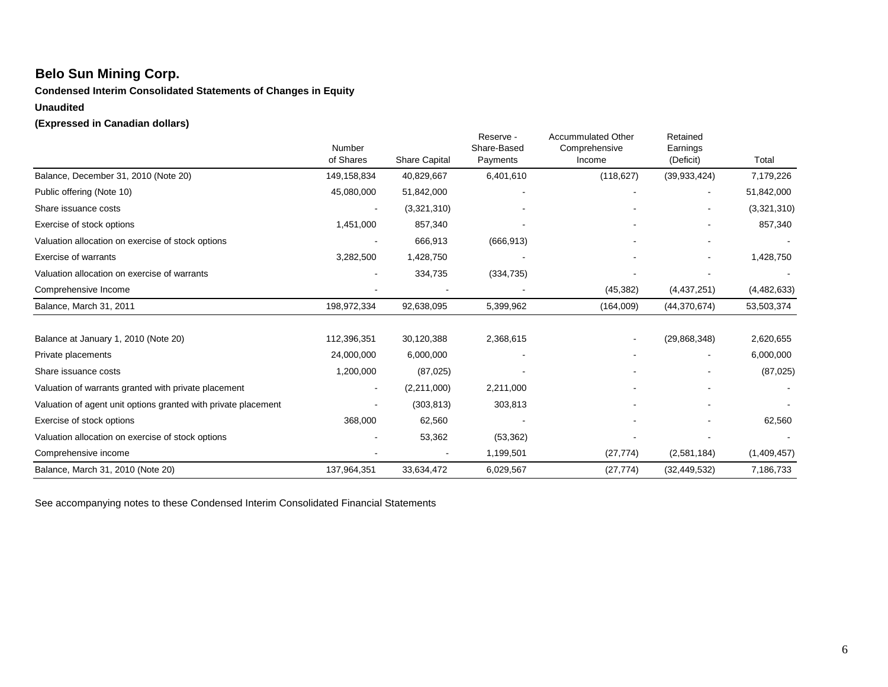## Belo Sun Mining Corp.

**Condensed Interim Consolidated Statements of Changes in Equity**

**Unaudited**

**(Expressed in Canadian dollars)**

| | Number of Shares | Share Capital | Reserve - Share-Based Payments | Accummulated Other Comprehensive Income | Retained Earnings (Deficit) | Total |
|---|---|---|---|---|---|---|
| Balance, December 31, 2010 (Note 20) | 149,158,834 | 40,829,667 | 6,401,610 | (118,627) | (39,933,424) | 7,179,226 |
| Public offering (Note 10) | 45,080,000 | 51,842,000 | - | - | - | 51,842,000 |
| Share issuance costs | - | (3,321,310) | - | - | - | (3,321,310) |
| Exercise of stock options | 1,451,000 | 857,340 | - | - | - | 857,340 |
| Valuation allocation on exercise of stock options | - | 666,913 | (666,913) | - | - | - |
| Exercise of warrants | 3,282,500 | 1,428,750 | - | - | - | 1,428,750 |
| Valuation allocation on exercise of warrants | - | 334,735 | (334,735) | - | - | - |
| Comprehensive Income | - | - | - | (45,382) | (4,437,251) | (4,482,633) |
| Balance, March 31, 2011 | 198,972,334 | 92,638,095 | 5,399,962 | (164,009) | (44,370,674) | 53,503,374 |
| | | | | | | |
| Balance at January 1, 2010 (Note 20) | 112,396,351 | 30,120,388 | 2,368,615 | - | (29,868,348) | 2,620,655 |
| Private placements | 24,000,000 | 6,000,000 | - | - | - | 6,000,000 |
| Share issuance costs | 1,200,000 | (87,025) | - | - | - | (87,025) |
| Valuation of warrants granted with private placement | - | (2,211,000) | 2,211,000 | - | - | - |
| Valuation of agent unit options granted with private placement | - | (303,813) | 303,813 | - | - | - |
| Exercise of stock options | 368,000 | 62,560 | - | - | - | 62,560 |
| Valuation allocation on exercise of stock options | - | 53,362 | (53,362) | - | - | - |
| Comprehensive income | - | - | 1,199,501 | (27,774) | (2,581,184) | (1,409,457) |
| Balance, March 31, 2010 (Note 20) | 137,964,351 | 33,634,472 | 6,029,567 | (27,774) | (32,449,532) | 7,186,733 |

See accompanying notes to these Condensed Interim Consolidated Financial Statements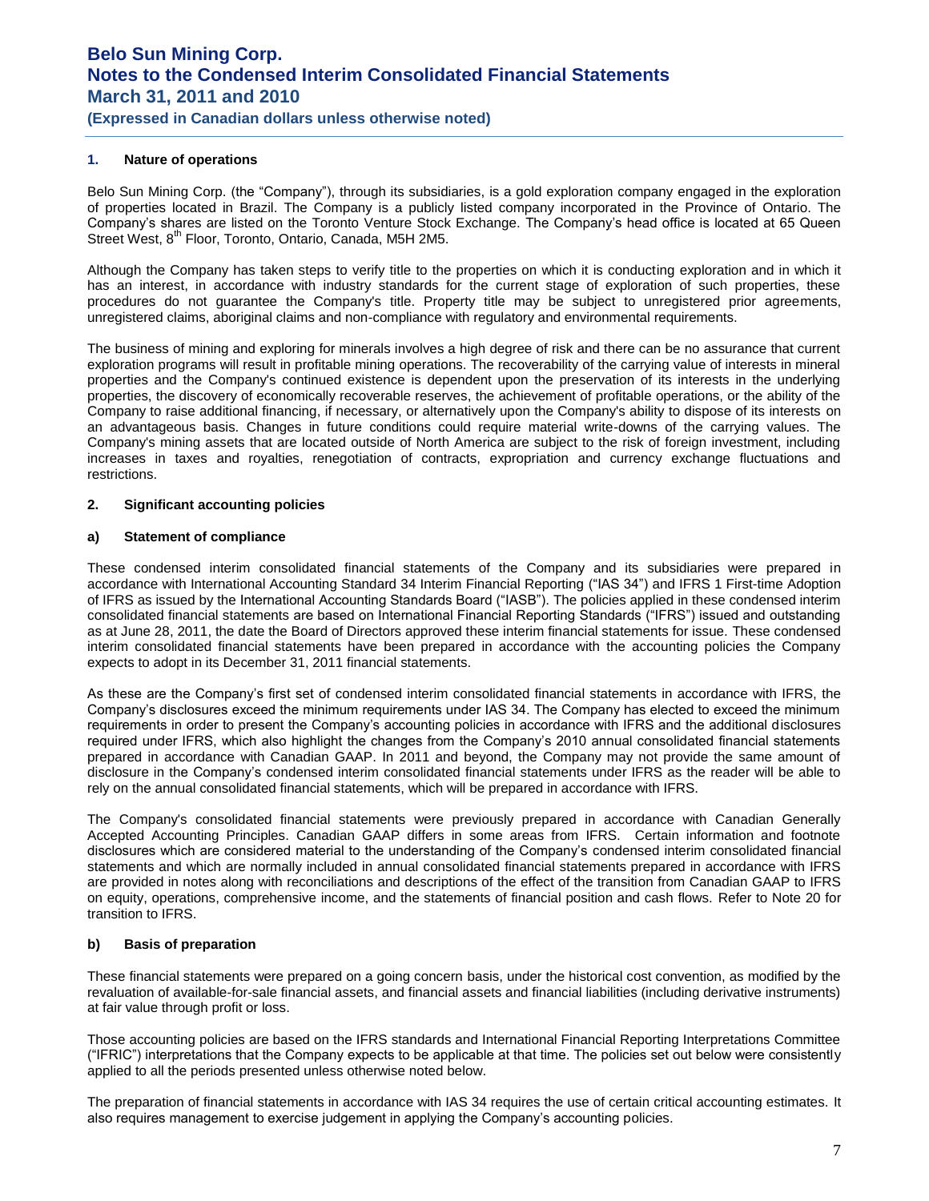## 1. Nature of operations

Belo Sun Mining Corp. (the "Company"), through its subsidiaries, is a gold exploration company engaged in the exploration of properties located in Brazil. The Company is a publicly listed company incorporated in the Province of Ontario. The Company's shares are listed on the Toronto Venture Stock Exchange. The Company's head office is located at 65 Queen Street West, 8th Floor, Toronto, Ontario, Canada, M5H 2M5.

Although the Company has taken steps to verify title to the properties on which it is conducting exploration and in which it has an interest, in accordance with industry standards for the current stage of exploration of such properties, these procedures do not guarantee the Company's title. Property title may be subject to unregistered prior agreements, unregistered claims, aboriginal claims and non-compliance with regulatory and environmental requirements.

The business of mining and exploring for minerals involves a high degree of risk and there can be no assurance that current exploration programs will result in profitable mining operations. The recoverability of the carrying value of interests in mineral properties and the Company's continued existence is dependent upon the preservation of its interests in the underlying properties, the discovery of economically recoverable reserves, the achievement of profitable operations, or the ability of the Company to raise additional financing, if necessary, or alternatively upon the Company's ability to dispose of its interests on an advantageous basis. Changes in future conditions could require material write-downs of the carrying values. The Company's mining assets that are located outside of North America are subject to the risk of foreign investment, including increases in taxes and royalties, renegotiation of contracts, expropriation and currency exchange fluctuations and restrictions.

## 2. Significant accounting policies

### a) Statement of compliance

These condensed interim consolidated financial statements of the Company and its subsidiaries were prepared in accordance with International Accounting Standard 34 Interim Financial Reporting ("IAS 34") and IFRS 1 First-time Adoption of IFRS as issued by the International Accounting Standards Board ("IASB"). The policies applied in these condensed interim consolidated financial statements are based on International Financial Reporting Standards ("IFRS") issued and outstanding as at June 28, 2011, the date the Board of Directors approved these interim financial statements for issue. These condensed interim consolidated financial statements have been prepared in accordance with the accounting policies the Company expects to adopt in its December 31, 2011 financial statements.

As these are the Company's first set of condensed interim consolidated financial statements in accordance with IFRS, the Company's disclosures exceed the minimum requirements under IAS 34. The Company has elected to exceed the minimum requirements in order to present the Company's accounting policies in accordance with IFRS and the additional disclosures required under IFRS, which also highlight the changes from the Company's 2010 annual consolidated financial statements prepared in accordance with Canadian GAAP. In 2011 and beyond, the Company may not provide the same amount of disclosure in the Company's condensed interim consolidated financial statements under IFRS as the reader will be able to rely on the annual consolidated financial statements, which will be prepared in accordance with IFRS.

The Company's consolidated financial statements were previously prepared in accordance with Canadian Generally Accepted Accounting Principles. Canadian GAAP differs in some areas from IFRS. Certain information and footnote disclosures which are considered material to the understanding of the Company's condensed interim consolidated financial statements and which are normally included in annual consolidated financial statements prepared in accordance with IFRS are provided in notes along with reconciliations and descriptions of the effect of the transition from Canadian GAAP to IFRS on equity, operations, comprehensive income, and the statements of financial position and cash flows. Refer to Note 20 for transition to IFRS.

### b) Basis of preparation

These financial statements were prepared on a going concern basis, under the historical cost convention, as modified by the revaluation of available-for-sale financial assets, and financial assets and financial liabilities (including derivative instruments) at fair value through profit or loss.

Those accounting policies are based on the IFRS standards and International Financial Reporting Interpretations Committee ("IFRIC") interpretations that the Company expects to be applicable at that time. The policies set out below were consistently applied to all the periods presented unless otherwise noted below.

The preparation of financial statements in accordance with IAS 34 requires the use of certain critical accounting estimates. It also requires management to exercise judgement in applying the Company's accounting policies.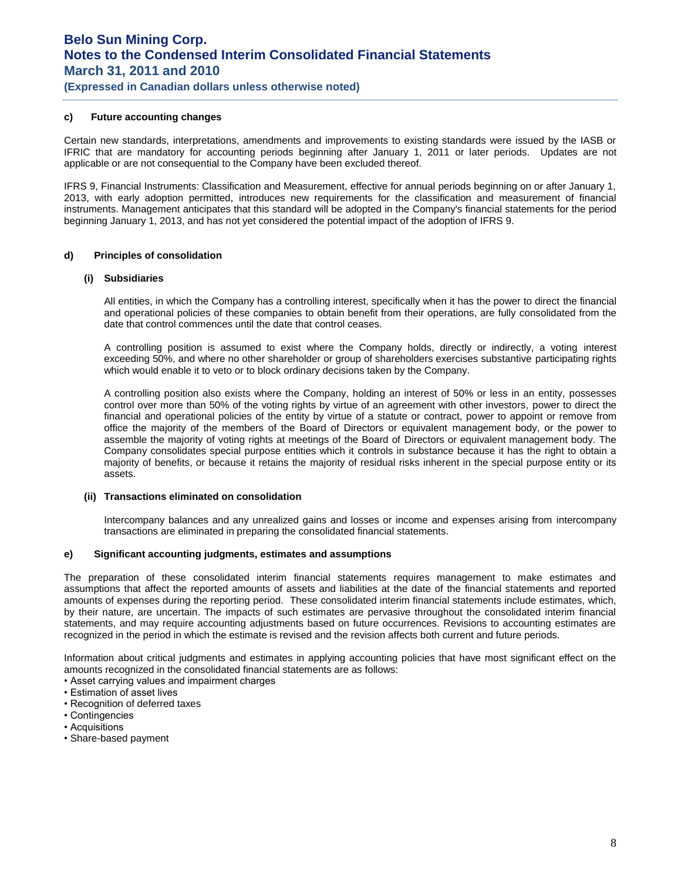#### c) Future accounting changes

Certain new standards, interpretations, amendments and improvements to existing standards were issued by the IASB or IFRIC that are mandatory for accounting periods beginning after January 1, 2011 or later periods. Updates are not applicable or are not consequential to the Company have been excluded thereof.

IFRS 9, Financial Instruments: Classification and Measurement, effective for annual periods beginning on or after January 1, 2013, with early adoption permitted, introduces new requirements for the classification and measurement of financial instruments. Management anticipates that this standard will be adopted in the Company's financial statements for the period beginning January 1, 2013, and has not yet considered the potential impact of the adoption of IFRS 9.

#### d) Principles of consolidation

##### (i) Subsidiaries

All entities, in which the Company has a controlling interest, specifically when it has the power to direct the financial and operational policies of these companies to obtain benefit from their operations, are fully consolidated from the date that control commences until the date that control ceases.

A controlling position is assumed to exist where the Company holds, directly or indirectly, a voting interest exceeding 50%, and where no other shareholder or group of shareholders exercises substantive participating rights which would enable it to veto or to block ordinary decisions taken by the Company.

A controlling position also exists where the Company, holding an interest of 50% or less in an entity, possesses control over more than 50% of the voting rights by virtue of an agreement with other investors, power to direct the financial and operational policies of the entity by virtue of a statute or contract, power to appoint or remove from office the majority of the members of the Board of Directors or equivalent management body, or the power to assemble the majority of voting rights at meetings of the Board of Directors or equivalent management body. The Company consolidates special purpose entities which it controls in substance because it has the right to obtain a majority of benefits, or because it retains the majority of residual risks inherent in the special purpose entity or its assets.

##### (ii) Transactions eliminated on consolidation

Intercompany balances and any unrealized gains and losses or income and expenses arising from intercompany transactions are eliminated in preparing the consolidated financial statements.

#### e) Significant accounting judgments, estimates and assumptions

The preparation of these consolidated interim financial statements requires management to make estimates and assumptions that affect the reported amounts of assets and liabilities at the date of the financial statements and reported amounts of expenses during the reporting period. These consolidated interim financial statements include estimates, which, by their nature, are uncertain. The impacts of such estimates are pervasive throughout the consolidated interim financial statements, and may require accounting adjustments based on future occurrences. Revisions to accounting estimates are recognized in the period in which the estimate is revised and the revision affects both current and future periods.

Information about critical judgments and estimates in applying accounting policies that have most significant effect on the amounts recognized in the consolidated financial statements are as follows:

- Asset carrying values and impairment charges
- Estimation of asset lives
- Recognition of deferred taxes
- Contingencies
- Acquisitions
- Share-based payment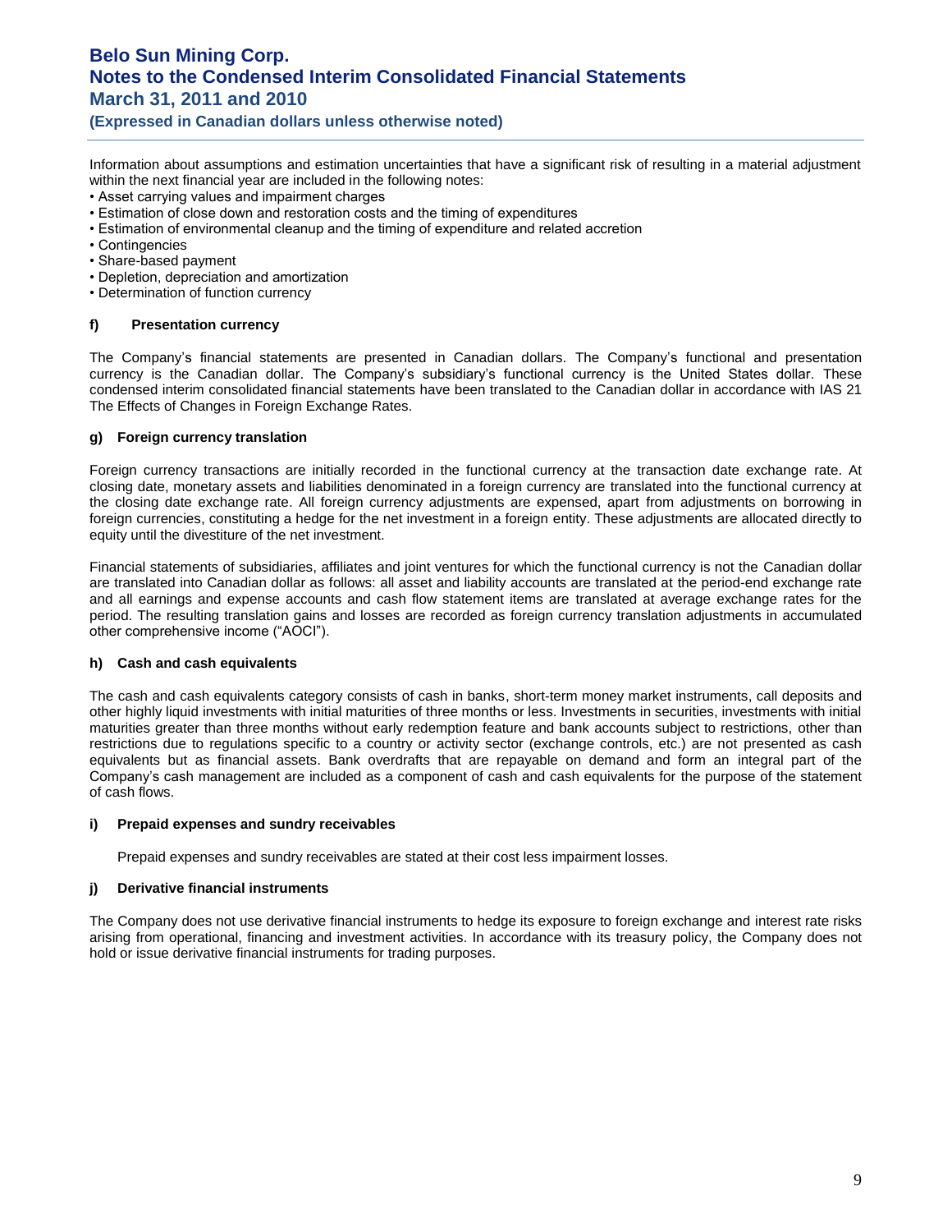Information about assumptions and estimation uncertainties that have a significant risk of resulting in a material adjustment within the next financial year are included in the following notes:

- Asset carrying values and impairment charges
- Estimation of close down and restoration costs and the timing of expenditures
- Estimation of environmental cleanup and the timing of expenditure and related accretion
- Contingencies
- Share-based payment
- Depletion, depreciation and amortization
- Determination of function currency

#### f) Presentation currency

The Company's financial statements are presented in Canadian dollars. The Company's functional and presentation currency is the Canadian dollar. The Company's subsidiary's functional currency is the United States dollar. These condensed interim consolidated financial statements have been translated to the Canadian dollar in accordance with IAS 21 The Effects of Changes in Foreign Exchange Rates.

#### g) Foreign currency translation

Foreign currency transactions are initially recorded in the functional currency at the transaction date exchange rate. At closing date, monetary assets and liabilities denominated in a foreign currency are translated into the functional currency at the closing date exchange rate. All foreign currency adjustments are expensed, apart from adjustments on borrowing in foreign currencies, constituting a hedge for the net investment in a foreign entity. These adjustments are allocated directly to equity until the divestiture of the net investment.

Financial statements of subsidiaries, affiliates and joint ventures for which the functional currency is not the Canadian dollar are translated into Canadian dollar as follows: all asset and liability accounts are translated at the period-end exchange rate and all earnings and expense accounts and cash flow statement items are translated at average exchange rates for the period. The resulting translation gains and losses are recorded as foreign currency translation adjustments in accumulated other comprehensive income ("AOCI").

#### h) Cash and cash equivalents

The cash and cash equivalents category consists of cash in banks, short-term money market instruments, call deposits and other highly liquid investments with initial maturities of three months or less. Investments in securities, investments with initial maturities greater than three months without early redemption feature and bank accounts subject to restrictions, other than restrictions due to regulations specific to a country or activity sector (exchange controls, etc.) are not presented as cash equivalents but as financial assets. Bank overdrafts that are repayable on demand and form an integral part of the Company's cash management are included as a component of cash and cash equivalents for the purpose of the statement of cash flows.

#### i) Prepaid expenses and sundry receivables

Prepaid expenses and sundry receivables are stated at their cost less impairment losses.

#### j) Derivative financial instruments

The Company does not use derivative financial instruments to hedge its exposure to foreign exchange and interest rate risks arising from operational, financing and investment activities. In accordance with its treasury policy, the Company does not hold or issue derivative financial instruments for trading purposes.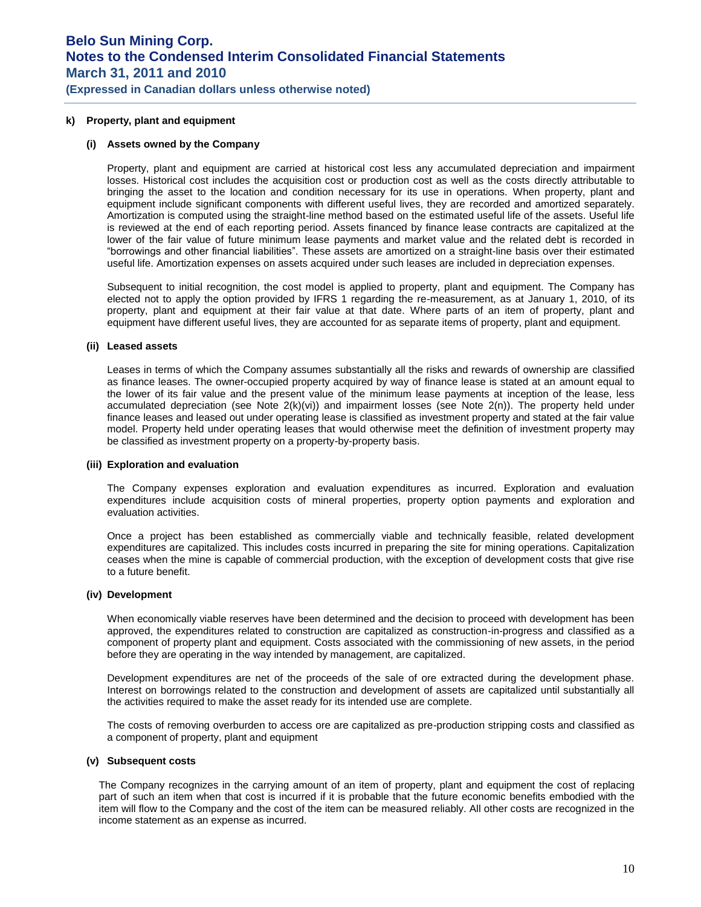#### k) Property, plant and equipment

##### (i) Assets owned by the Company

Property, plant and equipment are carried at historical cost less any accumulated depreciation and impairment losses. Historical cost includes the acquisition cost or production cost as well as the costs directly attributable to bringing the asset to the location and condition necessary for its use in operations. When property, plant and equipment include significant components with different useful lives, they are recorded and amortized separately. Amortization is computed using the straight-line method based on the estimated useful life of the assets. Useful life is reviewed at the end of each reporting period. Assets financed by finance lease contracts are capitalized at the lower of the fair value of future minimum lease payments and market value and the related debt is recorded in "borrowings and other financial liabilities". These assets are amortized on a straight-line basis over their estimated useful life. Amortization expenses on assets acquired under such leases are included in depreciation expenses.

Subsequent to initial recognition, the cost model is applied to property, plant and equipment. The Company has elected not to apply the option provided by IFRS 1 regarding the re-measurement, as at January 1, 2010, of its property, plant and equipment at their fair value at that date. Where parts of an item of property, plant and equipment have different useful lives, they are accounted for as separate items of property, plant and equipment.

##### (ii) Leased assets

Leases in terms of which the Company assumes substantially all the risks and rewards of ownership are classified as finance leases. The owner-occupied property acquired by way of finance lease is stated at an amount equal to the lower of its fair value and the present value of the minimum lease payments at inception of the lease, less accumulated depreciation (see Note 2(k)(vi)) and impairment losses (see Note 2(n)). The property held under finance leases and leased out under operating lease is classified as investment property and stated at the fair value model. Property held under operating leases that would otherwise meet the definition of investment property may be classified as investment property on a property-by-property basis.

##### (iii) Exploration and evaluation

The Company expenses exploration and evaluation expenditures as incurred. Exploration and evaluation expenditures include acquisition costs of mineral properties, property option payments and exploration and evaluation activities.

Once a project has been established as commercially viable and technically feasible, related development expenditures are capitalized. This includes costs incurred in preparing the site for mining operations. Capitalization ceases when the mine is capable of commercial production, with the exception of development costs that give rise to a future benefit.

##### (iv) Development

When economically viable reserves have been determined and the decision to proceed with development has been approved, the expenditures related to construction are capitalized as construction-in-progress and classified as a component of property plant and equipment. Costs associated with the commissioning of new assets, in the period before they are operating in the way intended by management, are capitalized.

Development expenditures are net of the proceeds of the sale of ore extracted during the development phase. Interest on borrowings related to the construction and development of assets are capitalized until substantially all the activities required to make the asset ready for its intended use are complete.

The costs of removing overburden to access ore are capitalized as pre-production stripping costs and classified as a component of property, plant and equipment

##### (v) Subsequent costs

The Company recognizes in the carrying amount of an item of property, plant and equipment the cost of replacing part of such an item when that cost is incurred if it is probable that the future economic benefits embodied with the item will flow to the Company and the cost of the item can be measured reliably. All other costs are recognized in the income statement as an expense as incurred.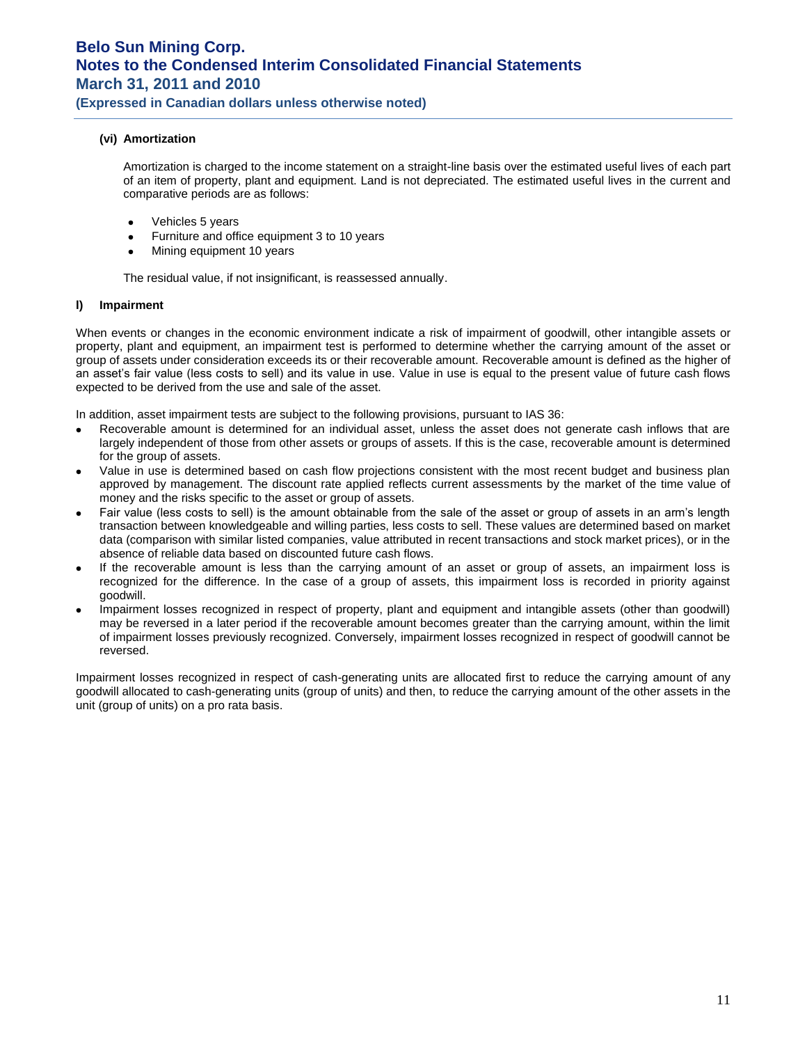#### (vi) Amortization

Amortization is charged to the income statement on a straight-line basis over the estimated useful lives of each part of an item of property, plant and equipment. Land is not depreciated. The estimated useful lives in the current and comparative periods are as follows:

- Vehicles 5 years
- Furniture and office equipment 3 to 10 years
- Mining equipment 10 years

The residual value, if not insignificant, is reassessed annually.

### l) Impairment

When events or changes in the economic environment indicate a risk of impairment of goodwill, other intangible assets or property, plant and equipment, an impairment test is performed to determine whether the carrying amount of the asset or group of assets under consideration exceeds its or their recoverable amount. Recoverable amount is defined as the higher of an asset's fair value (less costs to sell) and its value in use. Value in use is equal to the present value of future cash flows expected to be derived from the use and sale of the asset.

In addition, asset impairment tests are subject to the following provisions, pursuant to IAS 36:

- Recoverable amount is determined for an individual asset, unless the asset does not generate cash inflows that are largely independent of those from other assets or groups of assets. If this is the case, recoverable amount is determined for the group of assets.
- Value in use is determined based on cash flow projections consistent with the most recent budget and business plan approved by management. The discount rate applied reflects current assessments by the market of the time value of money and the risks specific to the asset or group of assets.
- Fair value (less costs to sell) is the amount obtainable from the sale of the asset or group of assets in an arm's length transaction between knowledgeable and willing parties, less costs to sell. These values are determined based on market data (comparison with similar listed companies, value attributed in recent transactions and stock market prices), or in the absence of reliable data based on discounted future cash flows.
- If the recoverable amount is less than the carrying amount of an asset or group of assets, an impairment loss is recognized for the difference. In the case of a group of assets, this impairment loss is recorded in priority against goodwill.
- Impairment losses recognized in respect of property, plant and equipment and intangible assets (other than goodwill) may be reversed in a later period if the recoverable amount becomes greater than the carrying amount, within the limit of impairment losses previously recognized. Conversely, impairment losses recognized in respect of goodwill cannot be reversed.

Impairment losses recognized in respect of cash-generating units are allocated first to reduce the carrying amount of any goodwill allocated to cash-generating units (group of units) and then, to reduce the carrying amount of the other assets in the unit (group of units) on a pro rata basis.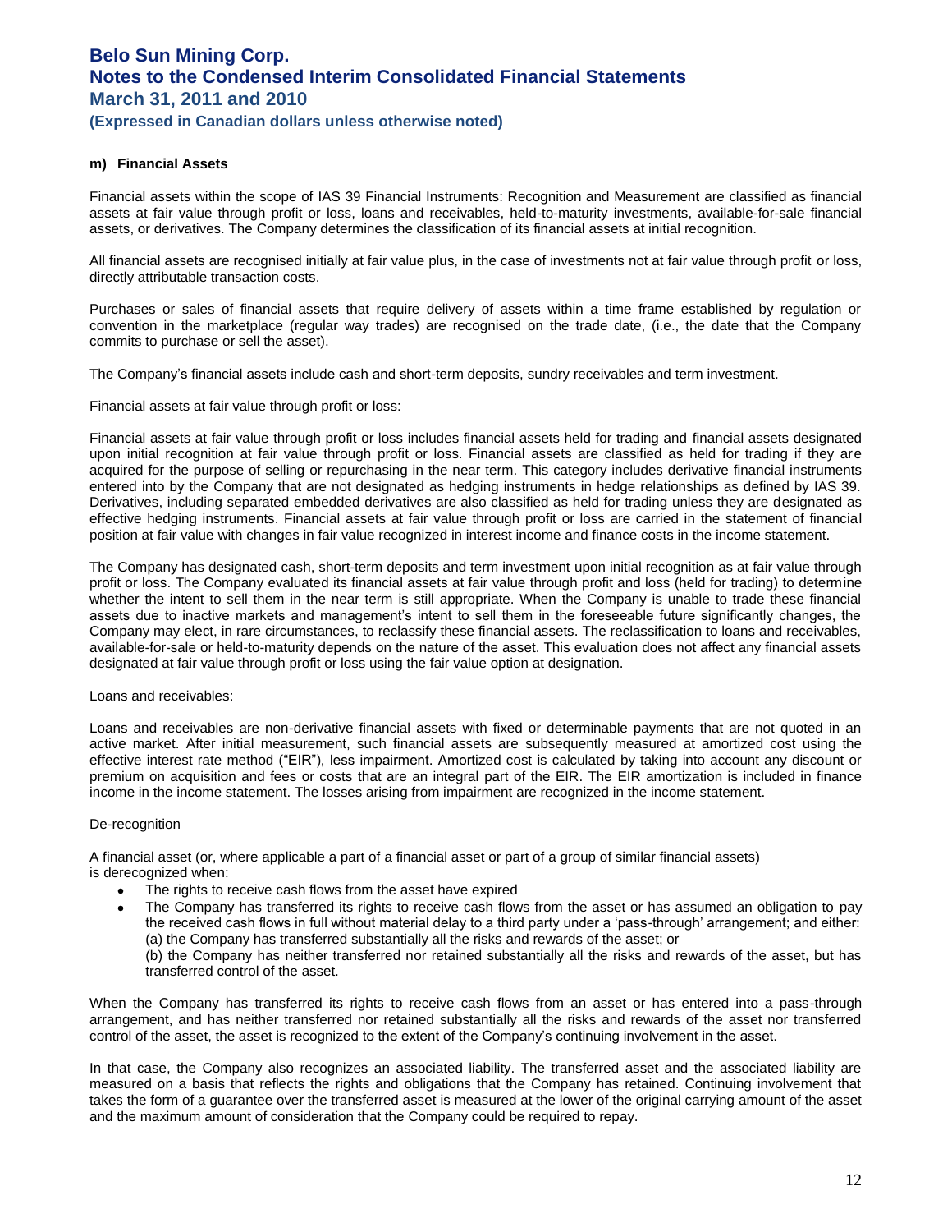#### m) Financial Assets

Financial assets within the scope of IAS 39 Financial Instruments: Recognition and Measurement are classified as financial assets at fair value through profit or loss, loans and receivables, held-to-maturity investments, available-for-sale financial assets, or derivatives. The Company determines the classification of its financial assets at initial recognition.

All financial assets are recognised initially at fair value plus, in the case of investments not at fair value through profit or loss, directly attributable transaction costs.

Purchases or sales of financial assets that require delivery of assets within a time frame established by regulation or convention in the marketplace (regular way trades) are recognised on the trade date, (i.e., the date that the Company commits to purchase or sell the asset).

The Company's financial assets include cash and short-term deposits, sundry receivables and term investment.

Financial assets at fair value through profit or loss:

Financial assets at fair value through profit or loss includes financial assets held for trading and financial assets designated upon initial recognition at fair value through profit or loss. Financial assets are classified as held for trading if they are acquired for the purpose of selling or repurchasing in the near term. This category includes derivative financial instruments entered into by the Company that are not designated as hedging instruments in hedge relationships as defined by IAS 39. Derivatives, including separated embedded derivatives are also classified as held for trading unless they are designated as effective hedging instruments. Financial assets at fair value through profit or loss are carried in the statement of financial position at fair value with changes in fair value recognized in interest income and finance costs in the income statement.

The Company has designated cash, short-term deposits and term investment upon initial recognition as at fair value through profit or loss. The Company evaluated its financial assets at fair value through profit and loss (held for trading) to determine whether the intent to sell them in the near term is still appropriate. When the Company is unable to trade these financial assets due to inactive markets and management's intent to sell them in the foreseeable future significantly changes, the Company may elect, in rare circumstances, to reclassify these financial assets. The reclassification to loans and receivables, available-for-sale or held-to-maturity depends on the nature of the asset. This evaluation does not affect any financial assets designated at fair value through profit or loss using the fair value option at designation.

Loans and receivables:

Loans and receivables are non-derivative financial assets with fixed or determinable payments that are not quoted in an active market. After initial measurement, such financial assets are subsequently measured at amortized cost using the effective interest rate method ("EIR"), less impairment. Amortized cost is calculated by taking into account any discount or premium on acquisition and fees or costs that are an integral part of the EIR. The EIR amortization is included in finance income in the income statement. The losses arising from impairment are recognized in the income statement.

De-recognition

A financial asset (or, where applicable a part of a financial asset or part of a group of similar financial assets) is derecognized when:

- The rights to receive cash flows from the asset have expired
- The Company has transferred its rights to receive cash flows from the asset or has assumed an obligation to pay the received cash flows in full without material delay to a third party under a 'pass-through' arrangement; and either: (a) the Company has transferred substantially all the risks and rewards of the asset; or
  (b) the Company has neither transferred nor retained substantially all the risks and rewards of the asset, but has transferred control of the asset.

When the Company has transferred its rights to receive cash flows from an asset or has entered into a pass-through arrangement, and has neither transferred nor retained substantially all the risks and rewards of the asset nor transferred control of the asset, the asset is recognized to the extent of the Company's continuing involvement in the asset.

In that case, the Company also recognizes an associated liability. The transferred asset and the associated liability are measured on a basis that reflects the rights and obligations that the Company has retained. Continuing involvement that takes the form of a guarantee over the transferred asset is measured at the lower of the original carrying amount of the asset and the maximum amount of consideration that the Company could be required to repay.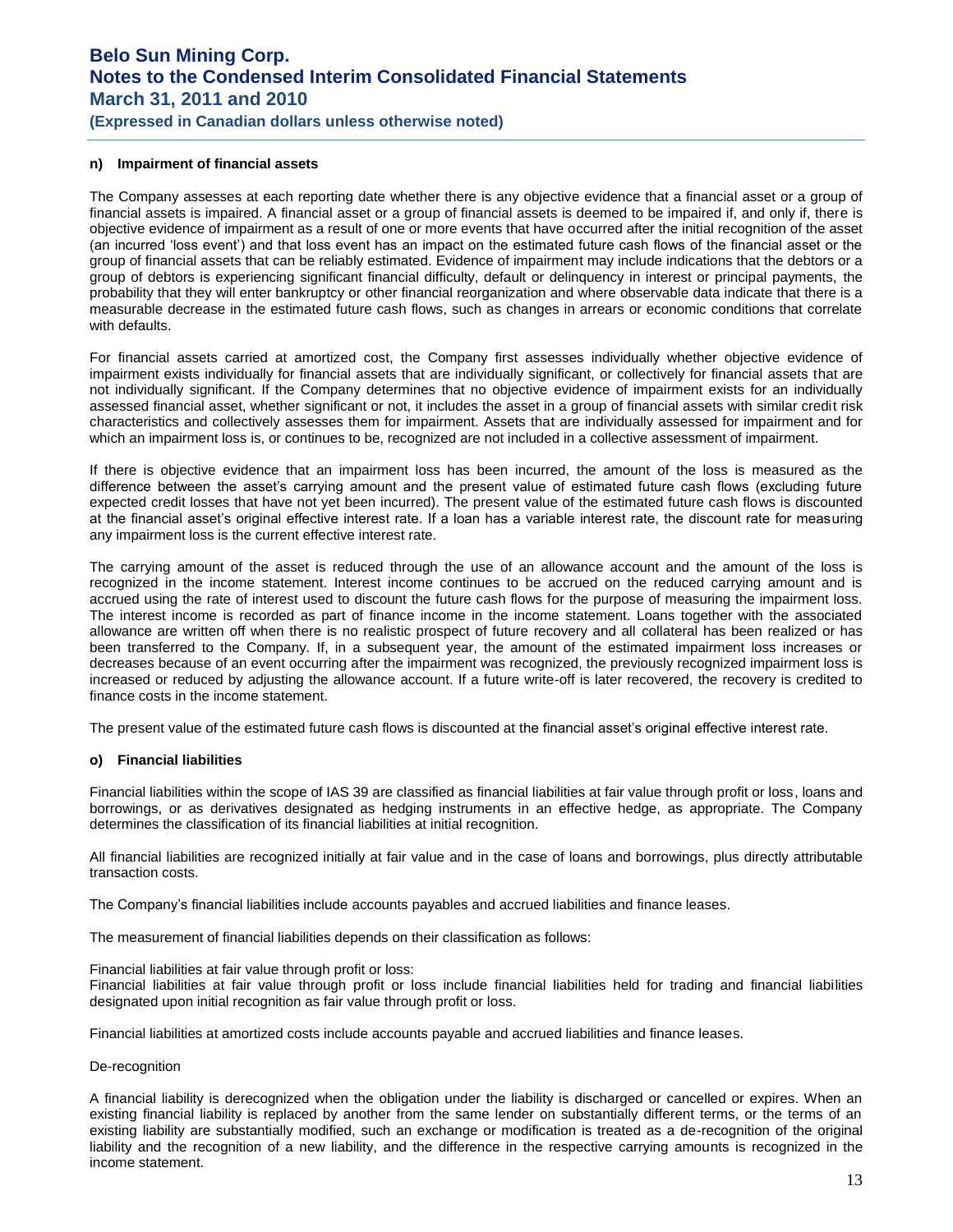#### n) Impairment of financial assets

The Company assesses at each reporting date whether there is any objective evidence that a financial asset or a group of financial assets is impaired. A financial asset or a group of financial assets is deemed to be impaired if, and only if, there is objective evidence of impairment as a result of one or more events that have occurred after the initial recognition of the asset (an incurred 'loss event') and that loss event has an impact on the estimated future cash flows of the financial asset or the group of financial assets that can be reliably estimated. Evidence of impairment may include indications that the debtors or a group of debtors is experiencing significant financial difficulty, default or delinquency in interest or principal payments, the probability that they will enter bankruptcy or other financial reorganization and where observable data indicate that there is a measurable decrease in the estimated future cash flows, such as changes in arrears or economic conditions that correlate with defaults.

For financial assets carried at amortized cost, the Company first assesses individually whether objective evidence of impairment exists individually for financial assets that are individually significant, or collectively for financial assets that are not individually significant. If the Company determines that no objective evidence of impairment exists for an individually assessed financial asset, whether significant or not, it includes the asset in a group of financial assets with similar credit risk characteristics and collectively assesses them for impairment. Assets that are individually assessed for impairment and for which an impairment loss is, or continues to be, recognized are not included in a collective assessment of impairment.

If there is objective evidence that an impairment loss has been incurred, the amount of the loss is measured as the difference between the asset's carrying amount and the present value of estimated future cash flows (excluding future expected credit losses that have not yet been incurred). The present value of the estimated future cash flows is discounted at the financial asset's original effective interest rate. If a loan has a variable interest rate, the discount rate for measuring any impairment loss is the current effective interest rate.

The carrying amount of the asset is reduced through the use of an allowance account and the amount of the loss is recognized in the income statement. Interest income continues to be accrued on the reduced carrying amount and is accrued using the rate of interest used to discount the future cash flows for the purpose of measuring the impairment loss. The interest income is recorded as part of finance income in the income statement. Loans together with the associated allowance are written off when there is no realistic prospect of future recovery and all collateral has been realized or has been transferred to the Company. If, in a subsequent year, the amount of the estimated impairment loss increases or decreases because of an event occurring after the impairment was recognized, the previously recognized impairment loss is increased or reduced by adjusting the allowance account. If a future write-off is later recovered, the recovery is credited to finance costs in the income statement.

The present value of the estimated future cash flows is discounted at the financial asset's original effective interest rate.

#### o) Financial liabilities

Financial liabilities within the scope of IAS 39 are classified as financial liabilities at fair value through profit or loss, loans and borrowings, or as derivatives designated as hedging instruments in an effective hedge, as appropriate. The Company determines the classification of its financial liabilities at initial recognition.

All financial liabilities are recognized initially at fair value and in the case of loans and borrowings, plus directly attributable transaction costs.

The Company's financial liabilities include accounts payables and accrued liabilities and finance leases.

The measurement of financial liabilities depends on their classification as follows:

Financial liabilities at fair value through profit or loss:
Financial liabilities at fair value through profit or loss include financial liabilities held for trading and financial liabilities designated upon initial recognition as fair value through profit or loss.

Financial liabilities at amortized costs include accounts payable and accrued liabilities and finance leases.

De-recognition

A financial liability is derecognized when the obligation under the liability is discharged or cancelled or expires. When an existing financial liability is replaced by another from the same lender on substantially different terms, or the terms of an existing liability are substantially modified, such an exchange or modification is treated as a de-recognition of the original liability and the recognition of a new liability, and the difference in the respective carrying amounts is recognized in the income statement.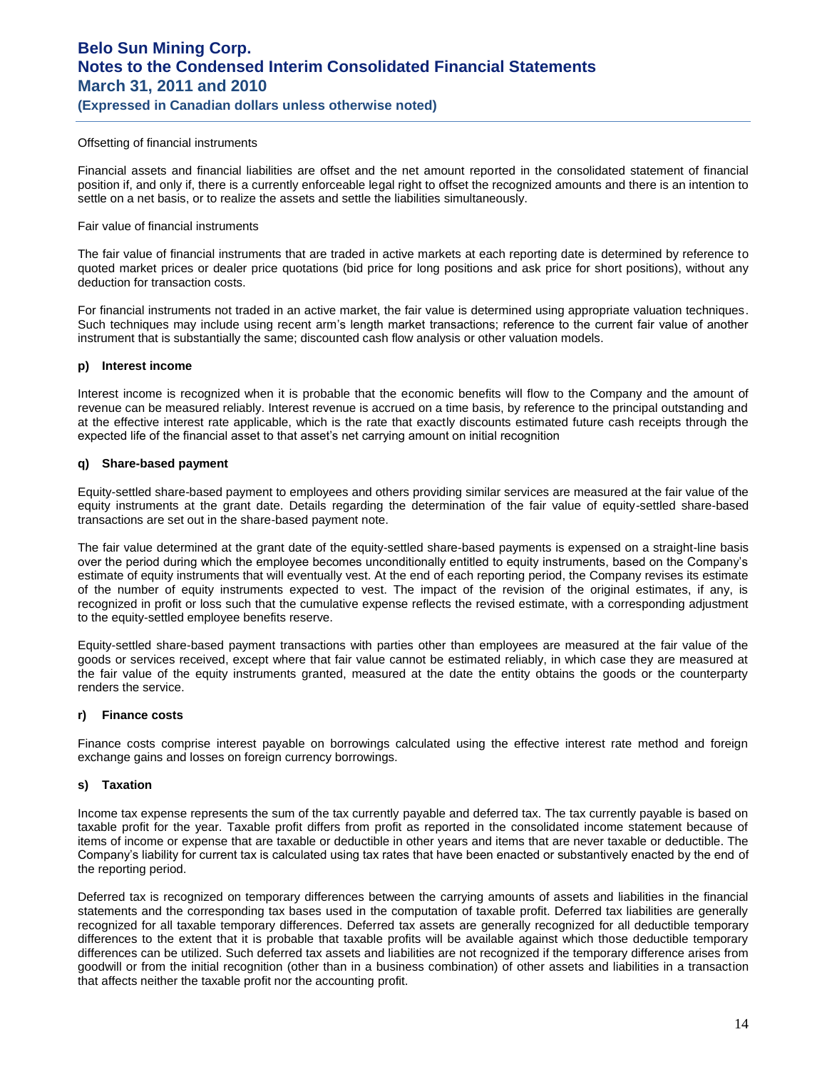Offsetting of financial instruments

Financial assets and financial liabilities are offset and the net amount reported in the consolidated statement of financial position if, and only if, there is a currently enforceable legal right to offset the recognized amounts and there is an intention to settle on a net basis, or to realize the assets and settle the liabilities simultaneously.

Fair value of financial instruments

The fair value of financial instruments that are traded in active markets at each reporting date is determined by reference to quoted market prices or dealer price quotations (bid price for long positions and ask price for short positions), without any deduction for transaction costs.

For financial instruments not traded in an active market, the fair value is determined using appropriate valuation techniques. Such techniques may include using recent arm's length market transactions; reference to the current fair value of another instrument that is substantially the same; discounted cash flow analysis or other valuation models.

**p) Interest income**

Interest income is recognized when it is probable that the economic benefits will flow to the Company and the amount of revenue can be measured reliably. Interest revenue is accrued on a time basis, by reference to the principal outstanding and at the effective interest rate applicable, which is the rate that exactly discounts estimated future cash receipts through the expected life of the financial asset to that asset's net carrying amount on initial recognition

**q) Share-based payment**

Equity-settled share-based payment to employees and others providing similar services are measured at the fair value of the equity instruments at the grant date. Details regarding the determination of the fair value of equity-settled share-based transactions are set out in the share-based payment note.

The fair value determined at the grant date of the equity-settled share-based payments is expensed on a straight-line basis over the period during which the employee becomes unconditionally entitled to equity instruments, based on the Company's estimate of equity instruments that will eventually vest. At the end of each reporting period, the Company revises its estimate of the number of equity instruments expected to vest. The impact of the revision of the original estimates, if any, is recognized in profit or loss such that the cumulative expense reflects the revised estimate, with a corresponding adjustment to the equity-settled employee benefits reserve.

Equity-settled share-based payment transactions with parties other than employees are measured at the fair value of the goods or services received, except where that fair value cannot be estimated reliably, in which case they are measured at the fair value of the equity instruments granted, measured at the date the entity obtains the goods or the counterparty renders the service.

**r) Finance costs**

Finance costs comprise interest payable on borrowings calculated using the effective interest rate method and foreign exchange gains and losses on foreign currency borrowings.

**s) Taxation**

Income tax expense represents the sum of the tax currently payable and deferred tax. The tax currently payable is based on taxable profit for the year. Taxable profit differs from profit as reported in the consolidated income statement because of items of income or expense that are taxable or deductible in other years and items that are never taxable or deductible. The Company's liability for current tax is calculated using tax rates that have been enacted or substantively enacted by the end of the reporting period.

Deferred tax is recognized on temporary differences between the carrying amounts of assets and liabilities in the financial statements and the corresponding tax bases used in the computation of taxable profit. Deferred tax liabilities are generally recognized for all taxable temporary differences. Deferred tax assets are generally recognized for all deductible temporary differences to the extent that it is probable that taxable profits will be available against which those deductible temporary differences can be utilized. Such deferred tax assets and liabilities are not recognized if the temporary difference arises from goodwill or from the initial recognition (other than in a business combination) of other assets and liabilities in a transaction that affects neither the taxable profit nor the accounting profit.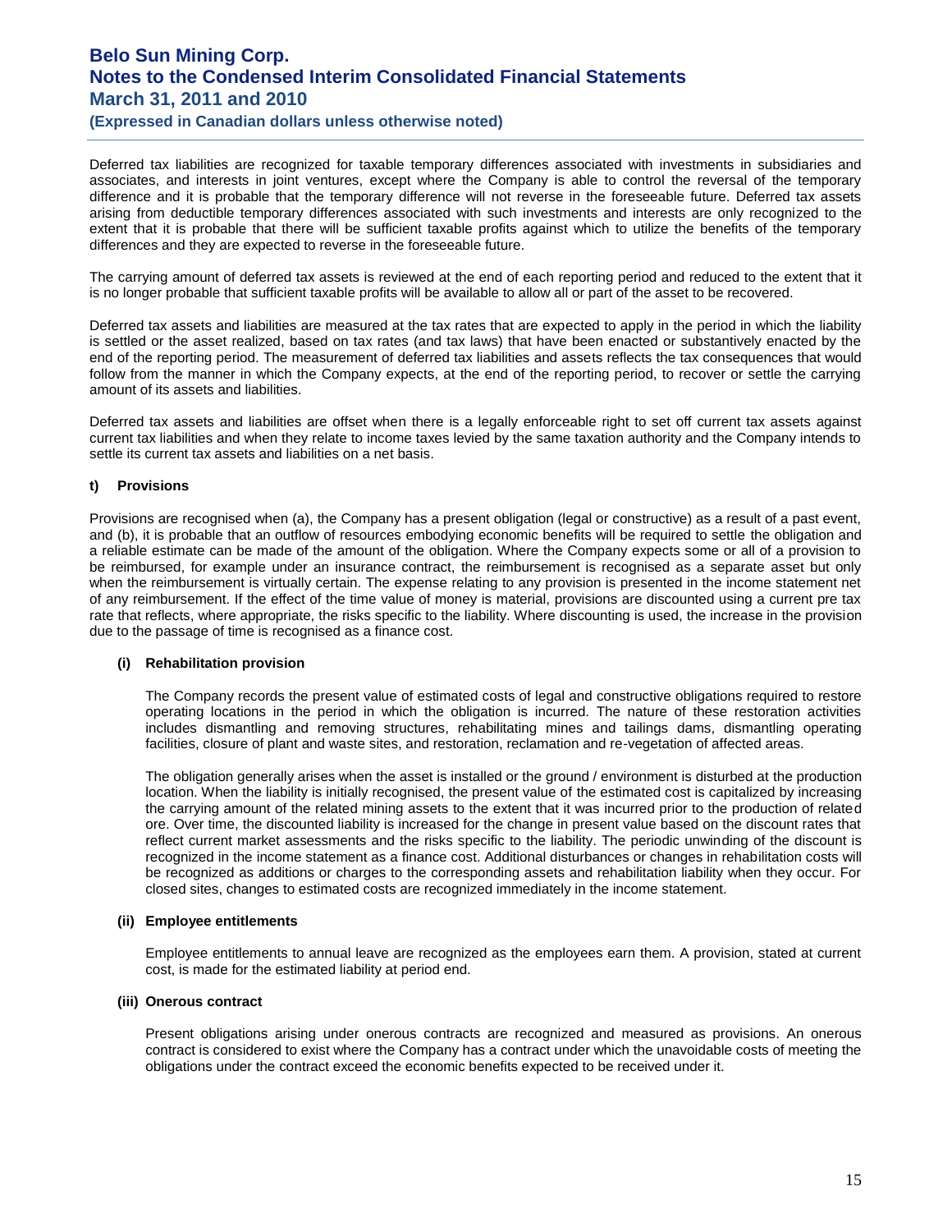Deferred tax liabilities are recognized for taxable temporary differences associated with investments in subsidiaries and associates, and interests in joint ventures, except where the Company is able to control the reversal of the temporary difference and it is probable that the temporary difference will not reverse in the foreseeable future. Deferred tax assets arising from deductible temporary differences associated with such investments and interests are only recognized to the extent that it is probable that there will be sufficient taxable profits against which to utilize the benefits of the temporary differences and they are expected to reverse in the foreseeable future.

The carrying amount of deferred tax assets is reviewed at the end of each reporting period and reduced to the extent that it is no longer probable that sufficient taxable profits will be available to allow all or part of the asset to be recovered.

Deferred tax assets and liabilities are measured at the tax rates that are expected to apply in the period in which the liability is settled or the asset realized, based on tax rates (and tax laws) that have been enacted or substantively enacted by the end of the reporting period. The measurement of deferred tax liabilities and assets reflects the tax consequences that would follow from the manner in which the Company expects, at the end of the reporting period, to recover or settle the carrying amount of its assets and liabilities.

Deferred tax assets and liabilities are offset when there is a legally enforceable right to set off current tax assets against current tax liabilities and when they relate to income taxes levied by the same taxation authority and the Company intends to settle its current tax assets and liabilities on a net basis.

### t) Provisions

Provisions are recognised when (a), the Company has a present obligation (legal or constructive) as a result of a past event, and (b), it is probable that an outflow of resources embodying economic benefits will be required to settle the obligation and a reliable estimate can be made of the amount of the obligation. Where the Company expects some or all of a provision to be reimbursed, for example under an insurance contract, the reimbursement is recognised as a separate asset but only when the reimbursement is virtually certain. The expense relating to any provision is presented in the income statement net of any reimbursement. If the effect of the time value of money is material, provisions are discounted using a current pre tax rate that reflects, where appropriate, the risks specific to the liability. Where discounting is used, the increase in the provision due to the passage of time is recognised as a finance cost.

#### (i) Rehabilitation provision

The Company records the present value of estimated costs of legal and constructive obligations required to restore operating locations in the period in which the obligation is incurred. The nature of these restoration activities includes dismantling and removing structures, rehabilitating mines and tailings dams, dismantling operating facilities, closure of plant and waste sites, and restoration, reclamation and re-vegetation of affected areas.

The obligation generally arises when the asset is installed or the ground / environment is disturbed at the production location. When the liability is initially recognised, the present value of the estimated cost is capitalized by increasing the carrying amount of the related mining assets to the extent that it was incurred prior to the production of related ore. Over time, the discounted liability is increased for the change in present value based on the discount rates that reflect current market assessments and the risks specific to the liability. The periodic unwinding of the discount is recognized in the income statement as a finance cost. Additional disturbances or changes in rehabilitation costs will be recognized as additions or charges to the corresponding assets and rehabilitation liability when they occur. For closed sites, changes to estimated costs are recognized immediately in the income statement.

#### (ii) Employee entitlements

Employee entitlements to annual leave are recognized as the employees earn them. A provision, stated at current cost, is made for the estimated liability at period end.

#### (iii) Onerous contract

Present obligations arising under onerous contracts are recognized and measured as provisions. An onerous contract is considered to exist where the Company has a contract under which the unavoidable costs of meeting the obligations under the contract exceed the economic benefits expected to be received under it.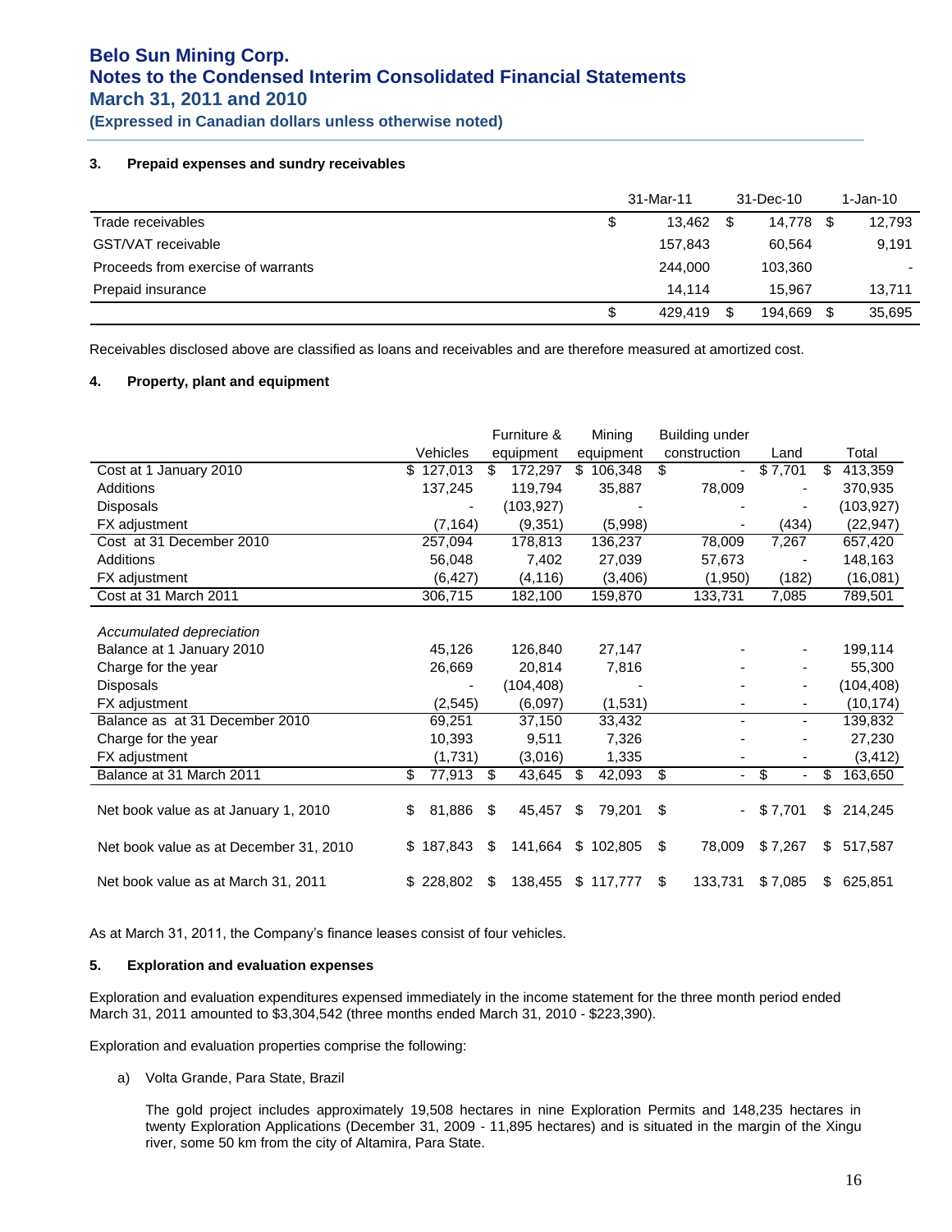### 3. Prepaid expenses and sundry receivables

| | 31-Mar-11 | 31-Dec-10 | 1-Jan-10 |
|---|---|---|---|
| Trade receivables | $ 13,462 | $ 14,778 | $ 12,793 |
| GST/VAT receivable | 157,843 | 60,564 | 9,191 |
| Proceeds from exercise of warrants | 244,000 | 103,360 | - |
| Prepaid insurance | 14,114 | 15,967 | 13,711 |
| | $ 429,419 | $ 194,669 | $ 35,695 |

Receivables disclosed above are classified as loans and receivables and are therefore measured at amortized cost.

### 4. Property, plant and equipment

| | Vehicles | Furniture & equipment | Mining equipment | Building under construction | Land | Total |
|---|---|---|---|---|---|---|
| Cost at 1 January 2010 | $ 127,013 | $ 172,297 | $ 106,348 | $ - | $ 7,701 | $ 413,359 |
| Additions | 137,245 | 119,794 | 35,887 | 78,009 | - | 370,935 |
| Disposals | - | (103,927) | - | - | - | (103,927) |
| FX adjustment | (7,164) | (9,351) | (5,998) | - | (434) | (22,947) |
| Cost at 31 December 2010 | 257,094 | 178,813 | 136,237 | 78,009 | 7,267 | 657,420 |
| Additions | 56,048 | 7,402 | 27,039 | 57,673 | - | 148,163 |
| FX adjustment | (6,427) | (4,116) | (3,406) | (1,950) | (182) | (16,081) |
| Cost at 31 March 2011 | 306,715 | 182,100 | 159,870 | 133,731 | 7,085 | 789,501 |
| | | | | | | |
| *Accumulated depreciation* | | | | | | |
| Balance at 1 January 2010 | 45,126 | 126,840 | 27,147 | - | - | 199,114 |
| Charge for the year | 26,669 | 20,814 | 7,816 | - | - | 55,300 |
| Disposals | - | (104,408) | - | - | - | (104,408) |
| FX adjustment | (2,545) | (6,097) | (1,531) | - | - | (10,174) |
| Balance as at 31 December 2010 | 69,251 | 37,150 | 33,432 | - | - | 139,832 |
| Charge for the year | 10,393 | 9,511 | 7,326 | - | - | 27,230 |
| FX adjustment | (1,731) | (3,016) | 1,335 | - | - | (3,412) |
| Balance at 31 March 2011 | $ 77,913 | $ 43,645 | $ 42,093 | $ - | $ - | $ 163,650 |
| | | | | | | |
| Net book value as at January 1, 2010 | $ 81,886 | $ 45,457 | $ 79,201 | $ - | $ 7,701 | $ 214,245 |
| Net book value as at December 31, 2010 | $ 187,843 | $ 141,664 | $ 102,805 | $ 78,009 | $ 7,267 | $ 517,587 |
| Net book value as at March 31, 2011 | $ 228,802 | $ 138,455 | $ 117,777 | $ 133,731 | $ 7,085 | $ 625,851 |

As at March 31, 2011, the Company's finance leases consist of four vehicles.

### 5. Exploration and evaluation expenses

Exploration and evaluation expenditures expensed immediately in the income statement for the three month period ended March 31, 2011 amounted to $3,304,542 (three months ended March 31, 2010 - $223,390).

Exploration and evaluation properties comprise the following:

a) Volta Grande, Para State, Brazil

The gold project includes approximately 19,508 hectares in nine Exploration Permits and 148,235 hectares in twenty Exploration Applications (December 31, 2009 - 11,895 hectares) and is situated in the margin of the Xingu river, some 50 km from the city of Altamira, Para State.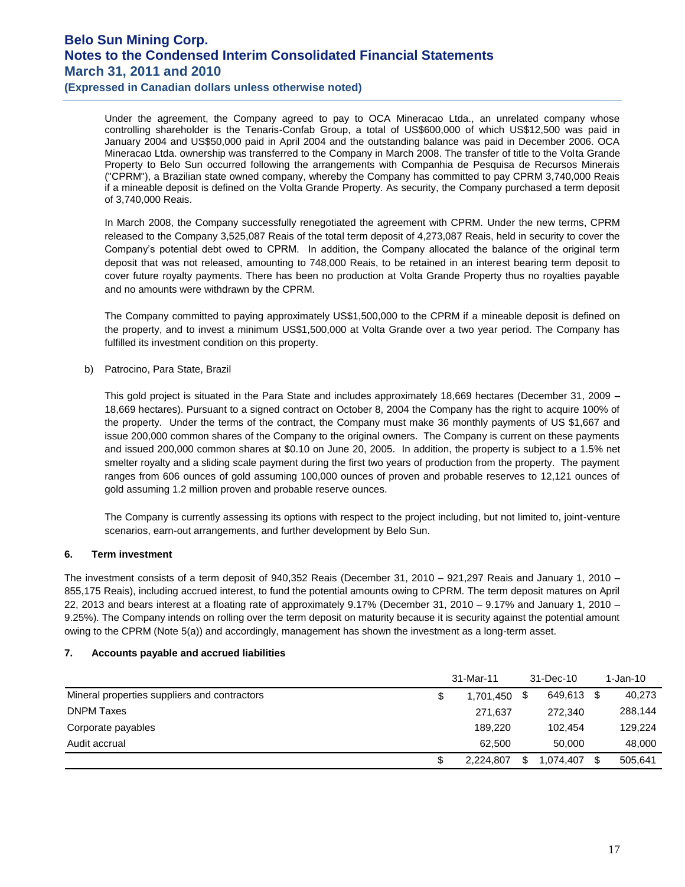Under the agreement, the Company agreed to pay to OCA Mineracao Ltda., an unrelated company whose controlling shareholder is the Tenaris-Confab Group, a total of US$600,000 of which US$12,500 was paid in January 2004 and US$50,000 paid in April 2004 and the outstanding balance was paid in December 2006. OCA Mineracao Ltda. ownership was transferred to the Company in March 2008. The transfer of title to the Volta Grande Property to Belo Sun occurred following the arrangements with Companhia de Pesquisa de Recursos Minerais ("CPRM"), a Brazilian state owned company, whereby the Company has committed to pay CPRM 3,740,000 Reais if a mineable deposit is defined on the Volta Grande Property. As security, the Company purchased a term deposit of 3,740,000 Reais.

In March 2008, the Company successfully renegotiated the agreement with CPRM. Under the new terms, CPRM released to the Company 3,525,087 Reais of the total term deposit of 4,273,087 Reais, held in security to cover the Company's potential debt owed to CPRM. In addition, the Company allocated the balance of the original term deposit that was not released, amounting to 748,000 Reais, to be retained in an interest bearing term deposit to cover future royalty payments. There has been no production at Volta Grande Property thus no royalties payable and no amounts were withdrawn by the CPRM.

The Company committed to paying approximately US$1,500,000 to the CPRM if a mineable deposit is defined on the property, and to invest a minimum US$1,500,000 at Volta Grande over a two year period. The Company has fulfilled its investment condition on this property.

b) Patrocino, Para State, Brazil

This gold project is situated in the Para State and includes approximately 18,669 hectares (December 31, 2009 – 18,669 hectares). Pursuant to a signed contract on October 8, 2004 the Company has the right to acquire 100% of the property. Under the terms of the contract, the Company must make 36 monthly payments of US $1,667 and issue 200,000 common shares of the Company to the original owners. The Company is current on these payments and issued 200,000 common shares at $0.10 on June 20, 2005. In addition, the property is subject to a 1.5% net smelter royalty and a sliding scale payment during the first two years of production from the property. The payment ranges from 606 ounces of gold assuming 100,000 ounces of proven and probable reserves to 12,121 ounces of gold assuming 1.2 million proven and probable reserve ounces.

The Company is currently assessing its options with respect to the project including, but not limited to, joint-venture scenarios, earn-out arrangements, and further development by Belo Sun.

### 6. Term investment

The investment consists of a term deposit of 940,352 Reais (December 31, 2010 – 921,297 Reais and January 1, 2010 – 855,175 Reais), including accrued interest, to fund the potential amounts owing to CPRM. The term deposit matures on April 22, 2013 and bears interest at a floating rate of approximately 9.17% (December 31, 2010 – 9.17% and January 1, 2010 – 9.25%). The Company intends on rolling over the term deposit on maturity because it is security against the potential amount owing to the CPRM (Note 5(a)) and accordingly, management has shown the investment as a long-term asset.

### 7. Accounts payable and accrued liabilities

| | 31-Mar-11 | 31-Dec-10 | 1-Jan-10 |
|---|---|---|---|
| Mineral properties suppliers and contractors | $ 1,701,450 | $ 649,613 | $ 40,273 |
| DNPM Taxes | 271,637 | 272,340 | 288,144 |
| Corporate payables | 189,220 | 102,454 | 129,224 |
| Audit accrual | 62,500 | 50,000 | 48,000 |
| | $ 2,224,807 | $ 1,074,407 | $ 505,641 |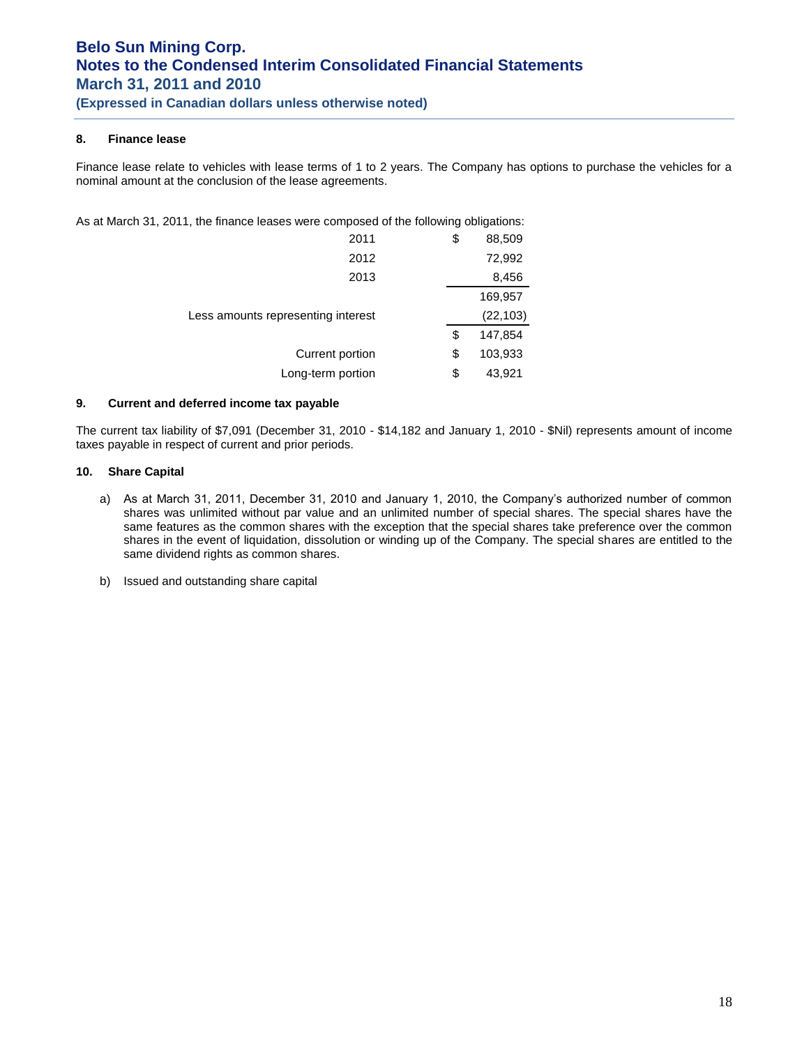## 8. Finance lease

Finance lease relate to vehicles with lease terms of 1 to 2 years. The Company has options to purchase the vehicles for a nominal amount at the conclusion of the lease agreements.

As at March 31, 2011, the finance leases were composed of the following obligations:

| | | |
|---|---|---|
| 2011 | $ | 88,509 |
| 2012 | | 72,992 |
| 2013 | | 8,456 |
| | | 169,957 |
| Less amounts representing interest | | (22,103) |
| | $ | 147,854 |
| Current portion | $ | 103,933 |
| Long-term portion | $ | 43,921 |

## 9. Current and deferred income tax payable

The current tax liability of $7,091 (December 31, 2010 - $14,182 and January 1, 2010 - $Nil) represents amount of income taxes payable in respect of current and prior periods.

## 10. Share Capital

a) As at March 31, 2011, December 31, 2010 and January 1, 2010, the Company's authorized number of common shares was unlimited without par value and an unlimited number of special shares. The special shares have the same features as the common shares with the exception that the special shares take preference over the common shares in the event of liquidation, dissolution or winding up of the Company. The special shares are entitled to the same dividend rights as common shares.

b) Issued and outstanding share capital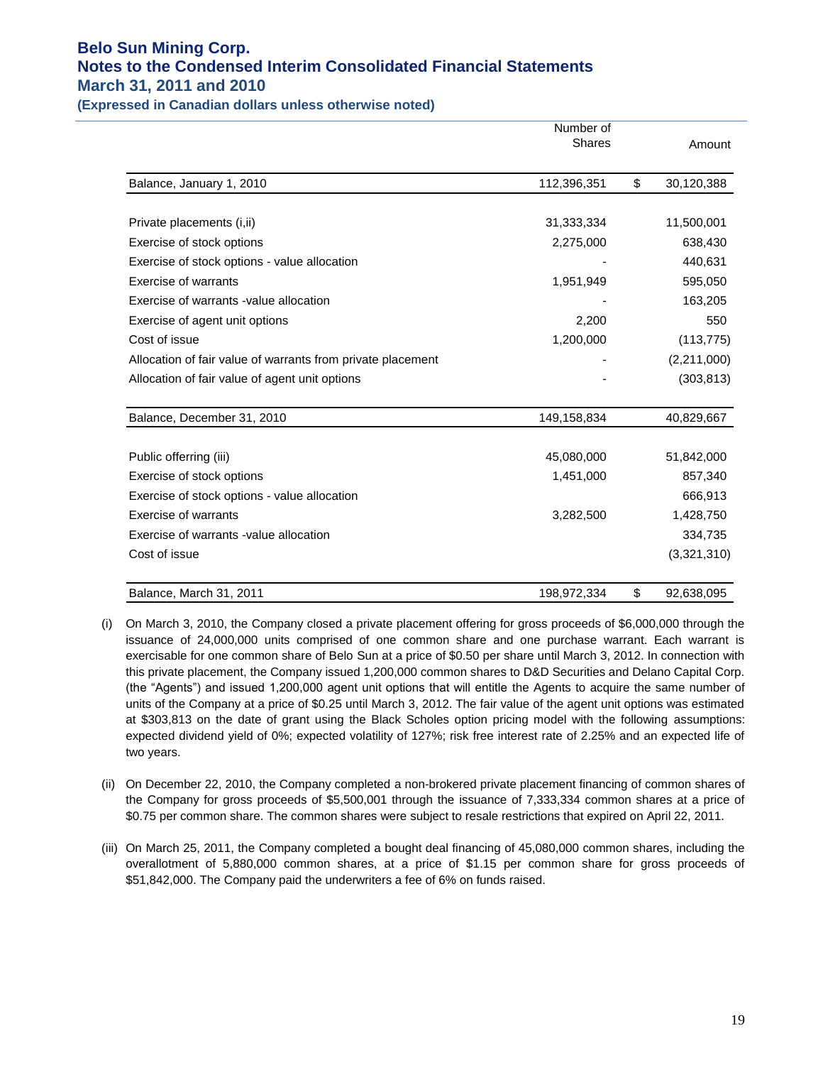| | Number of Shares | Amount |
|---|---|---|
| Balance, January 1, 2010 | 112,396,351 | $ 30,120,388 |
| | | |
| Private placements (i,ii) | 31,333,334 | 11,500,001 |
| Exercise of stock options | 2,275,000 | 638,430 |
| Exercise of stock options - value allocation | - | 440,631 |
| Exercise of warrants | 1,951,949 | 595,050 |
| Exercise of warrants -value allocation | - | 163,205 |
| Exercise of agent unit options | 2,200 | 550 |
| Cost of issue | 1,200,000 | (113,775) |
| Allocation of fair value of warrants from private placement | - | (2,211,000) |
| Allocation of fair value of agent unit options | - | (303,813) |
| | | |
| Balance, December 31, 2010 | 149,158,834 | 40,829,667 |
| | | |
| Public offering (iii) | 45,080,000 | 51,842,000 |
| Exercise of stock options | 1,451,000 | 857,340 |
| Exercise of stock options - value allocation | | 666,913 |
| Exercise of warrants | 3,282,500 | 1,428,750 |
| Exercise of warrants -value allocation | | 334,735 |
| Cost of issue | | (3,321,310) |
| | | |
| Balance, March 31, 2011 | 198,972,334 | $ 92,638,095 |

(i) On March 3, 2010, the Company closed a private placement offering for gross proceeds of $6,000,000 through the issuance of 24,000,000 units comprised of one common share and one purchase warrant. Each warrant is exercisable for one common share of Belo Sun at a price of $0.50 per share until March 3, 2012. In connection with this private placement, the Company issued 1,200,000 common shares to D&D Securities and Delano Capital Corp. (the "Agents") and issued 1,200,000 agent unit options that will entitle the Agents to acquire the same number of units of the Company at a price of $0.25 until March 3, 2012. The fair value of the agent unit options was estimated at $303,813 on the date of grant using the Black Scholes option pricing model with the following assumptions: expected dividend yield of 0%; expected volatility of 127%; risk free interest rate of 2.25% and an expected life of two years.

(ii) On December 22, 2010, the Company completed a non-brokered private placement financing of common shares of the Company for gross proceeds of $5,500,001 through the issuance of 7,333,334 common shares at a price of $0.75 per common share. The common shares were subject to resale restrictions that expired on April 22, 2011.

(iii) On March 25, 2011, the Company completed a bought deal financing of 45,080,000 common shares, including the overallotment of 5,880,000 common shares, at a price of $1.15 per common share for gross proceeds of $51,842,000. The Company paid the underwriters a fee of 6% on funds raised.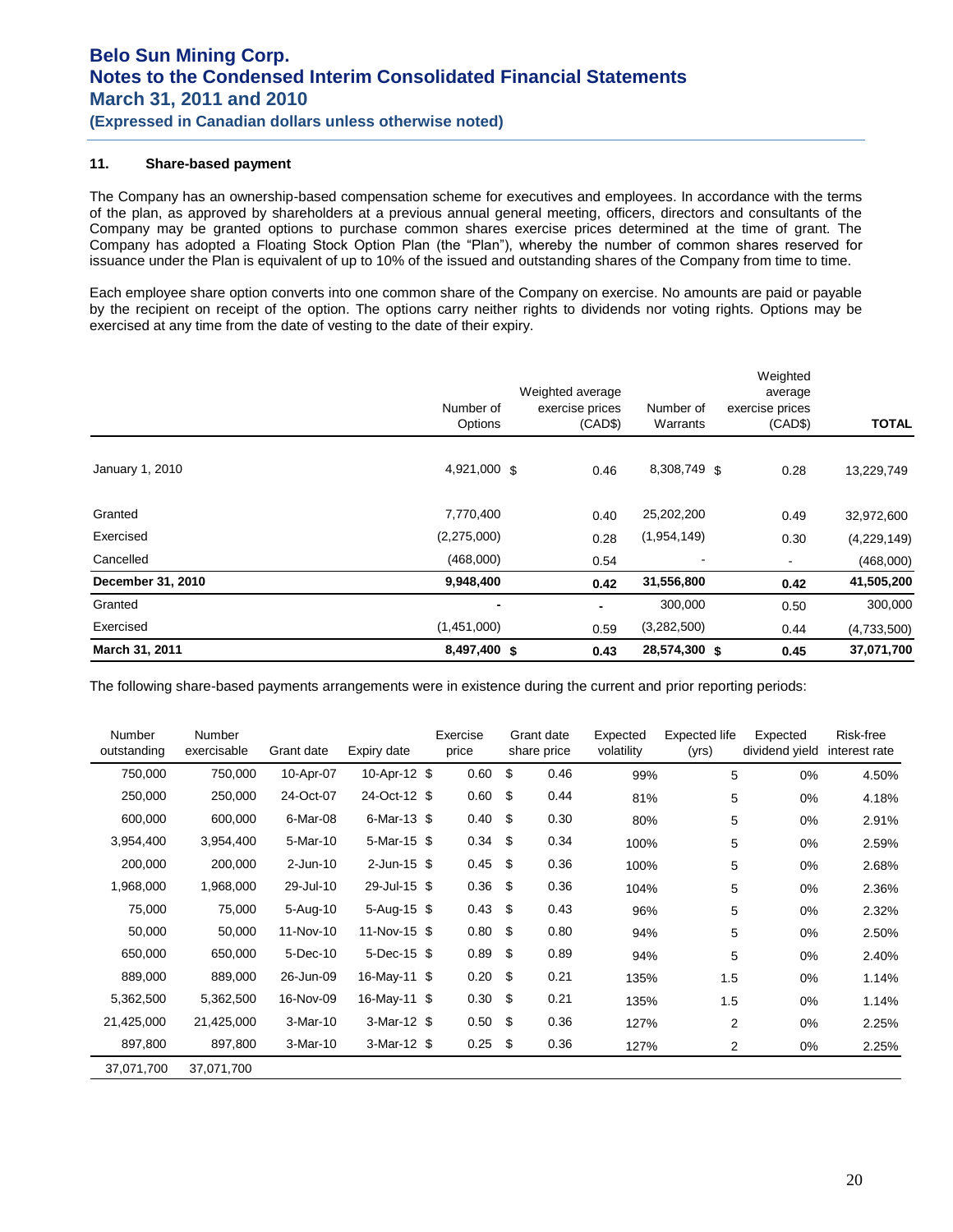## 11. Share-based payment

The Company has an ownership-based compensation scheme for executives and employees. In accordance with the terms of the plan, as approved by shareholders at a previous annual general meeting, officers, directors and consultants of the Company may be granted options to purchase common shares exercise prices determined at the time of grant. The Company has adopted a Floating Stock Option Plan (the "Plan"), whereby the number of common shares reserved for issuance under the Plan is equivalent of up to 10% of the issued and outstanding shares of the Company from time to time.

Each employee share option converts into one common share of the Company on exercise. No amounts are paid or payable by the recipient on receipt of the option. The options carry neither rights to dividends nor voting rights. Options may be exercised at any time from the date of vesting to the date of their expiry.

| | Number of Options | Weighted average exercise prices (CAD$) | Number of Warrants | Weighted average exercise prices (CAD$) | TOTAL |
|---|---|---|---|---|---|
| January 1, 2010 | 4,921,000 | $ 0.46 | 8,308,749 | $ 0.28 | 13,229,749 |
| Granted | 7,770,400 | 0.40 | 25,202,200 | 0.49 | 32,972,600 |
| Exercised | (2,275,000) | 0.28 | (1,954,149) | 0.30 | (4,229,149) |
| Cancelled | (468,000) | 0.54 | - | - | (468,000) |
| **December 31, 2010** | **9,948,400** | **0.42** | **31,556,800** | **0.42** | **41,505,200** |
| Granted | - | - | 300,000 | 0.50 | 300,000 |
| Exercised | (1,451,000) | 0.59 | (3,282,500) | 0.44 | (4,733,500) |
| **March 31, 2011** | **8,497,400** | **$ 0.43** | **28,574,300** | **$ 0.45** | **37,071,700** |

The following share-based payments arrangements were in existence during the current and prior reporting periods:

| Number outstanding | Number exercisable | Grant date | Expiry date | Exercise price | Grant date share price | Expected volatility | Expected life (yrs) | Expected dividend yield | Risk-free interest rate |
|---|---|---|---|---|---|---|---|---|---|
| 750,000 | 750,000 | 10-Apr-07 | 10-Apr-12 | $ 0.60 | $ 0.46 | 99% | 5 | 0% | 4.50% |
| 250,000 | 250,000 | 24-Oct-07 | 24-Oct-12 | $ 0.60 | $ 0.44 | 81% | 5 | 0% | 4.18% |
| 600,000 | 600,000 | 6-Mar-08 | 6-Mar-13 | $ 0.40 | $ 0.30 | 80% | 5 | 0% | 2.91% |
| 3,954,400 | 3,954,400 | 5-Mar-10 | 5-Mar-15 | $ 0.34 | $ 0.34 | 100% | 5 | 0% | 2.59% |
| 200,000 | 200,000 | 2-Jun-10 | 2-Jun-15 | $ 0.45 | $ 0.36 | 100% | 5 | 0% | 2.68% |
| 1,968,000 | 1,968,000 | 29-Jul-10 | 29-Jul-15 | $ 0.36 | $ 0.36 | 104% | 5 | 0% | 2.36% |
| 75,000 | 75,000 | 5-Aug-10 | 5-Aug-15 | $ 0.43 | $ 0.43 | 96% | 5 | 0% | 2.32% |
| 50,000 | 50,000 | 11-Nov-10 | 11-Nov-15 | $ 0.80 | $ 0.80 | 94% | 5 | 0% | 2.50% |
| 650,000 | 650,000 | 5-Dec-10 | 5-Dec-15 | $ 0.89 | $ 0.89 | 94% | 5 | 0% | 2.40% |
| 889,000 | 889,000 | 26-Jun-09 | 16-May-11 | $ 0.20 | $ 0.21 | 135% | 1.5 | 0% | 1.14% |
| 5,362,500 | 5,362,500 | 16-Nov-09 | 16-May-11 | $ 0.30 | $ 0.21 | 135% | 1.5 | 0% | 1.14% |
| 21,425,000 | 21,425,000 | 3-Mar-10 | 3-Mar-12 | $ 0.50 | $ 0.36 | 127% | 2 | 0% | 2.25% |
| 897,800 | 897,800 | 3-Mar-10 | 3-Mar-12 | $ 0.25 | $ 0.36 | 127% | 2 | 0% | 2.25% |
| 37,071,700 | 37,071,700 | | | | | | | | |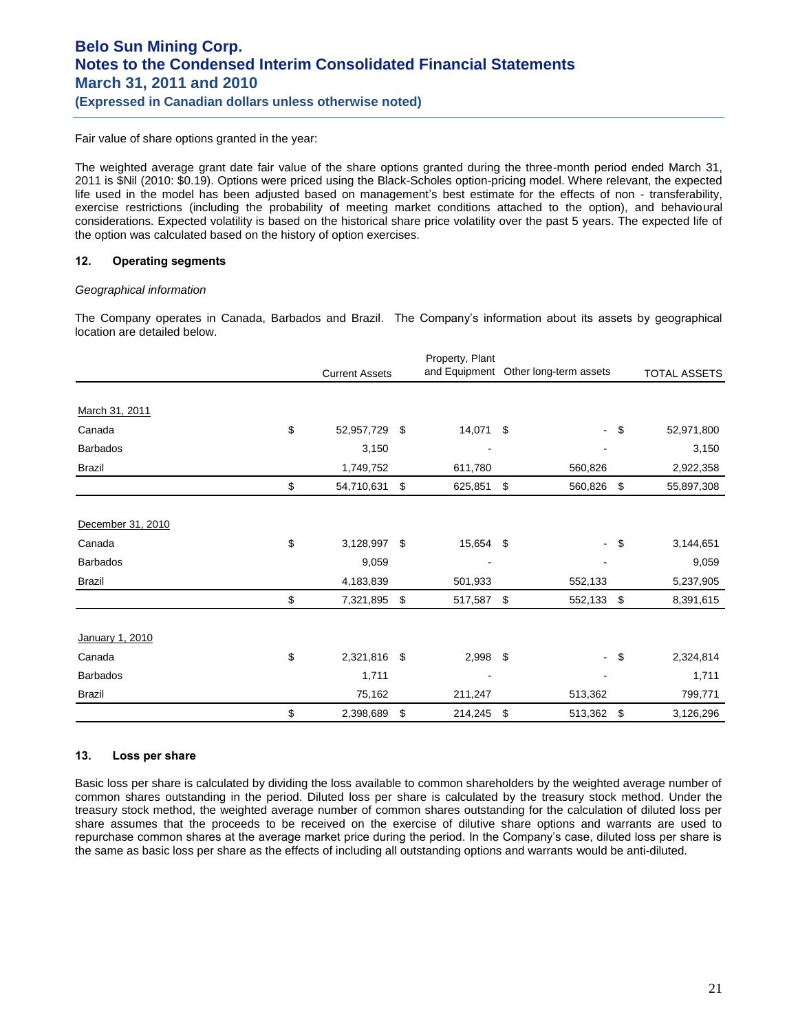Fair value of share options granted in the year:

The weighted average grant date fair value of the share options granted during the three-month period ended March 31, 2011 is $Nil (2010: $0.19). Options were priced using the Black-Scholes option-pricing model. Where relevant, the expected life used in the model has been adjusted based on management's best estimate for the effects of non - transferability, exercise restrictions (including the probability of meeting market conditions attached to the option), and behavioural considerations. Expected volatility is based on the historical share price volatility over the past 5 years. The expected life of the option was calculated based on the history of option exercises.

## 12. Operating segments

*Geographical information*

The Company operates in Canada, Barbados and Brazil. The Company's information about its assets by geographical location are detailed below.

| | Current Assets | Property, Plant and Equipment | Other long-term assets | TOTAL ASSETS |
|---|---|---|---|---|
| March 31, 2011 | | | | |
| Canada | $ 52,957,729 | $ 14,071 | $ - | $ 52,971,800 |
| Barbados | 3,150 | - | - | 3,150 |
| Brazil | 1,749,752 | 611,780 | 560,826 | 2,922,358 |
| | $ 54,710,631 | $ 625,851 | $ 560,826 | $ 55,897,308 |
| December 31, 2010 | | | | |
| Canada | $ 3,128,997 | $ 15,654 | $ - | $ 3,144,651 |
| Barbados | 9,059 | - | - | 9,059 |
| Brazil | 4,183,839 | 501,933 | 552,133 | 5,237,905 |
| | $ 7,321,895 | $ 517,587 | $ 552,133 | $ 8,391,615 |
| January 1, 2010 | | | | |
| Canada | $ 2,321,816 | $ 2,998 | $ - | $ 2,324,814 |
| Barbados | 1,711 | - | - | 1,711 |
| Brazil | 75,162 | 211,247 | 513,362 | 799,771 |
| | $ 2,398,689 | $ 214,245 | $ 513,362 | $ 3,126,296 |

## 13. Loss per share

Basic loss per share is calculated by dividing the loss available to common shareholders by the weighted average number of common shares outstanding in the period. Diluted loss per share is calculated by the treasury stock method. Under the treasury stock method, the weighted average number of common shares outstanding for the calculation of diluted loss per share assumes that the proceeds to be received on the exercise of dilutive share options and warrants are used to repurchase common shares at the average market price during the period. In the Company's case, diluted loss per share is the same as basic loss per share as the effects of including all outstanding options and warrants would be anti-diluted.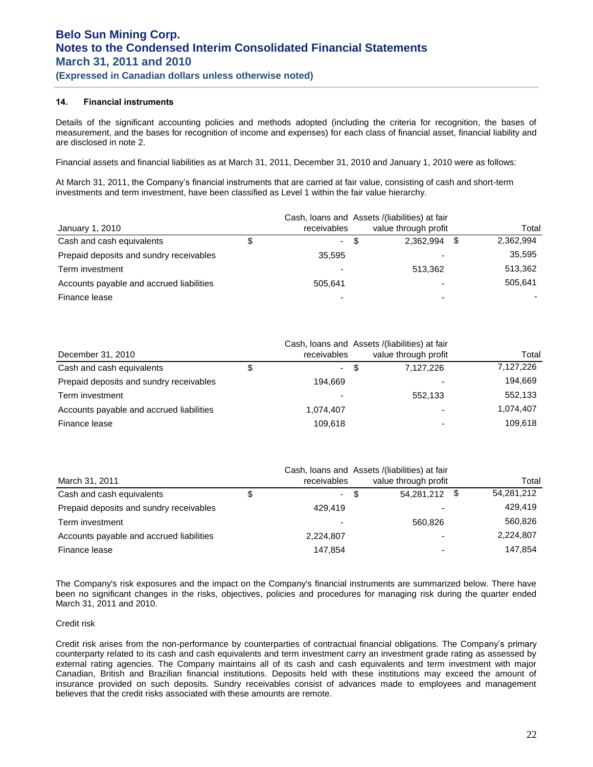## 14. Financial instruments

Details of the significant accounting policies and methods adopted (including the criteria for recognition, the bases of measurement, and the bases for recognition of income and expenses) for each class of financial asset, financial liability and are disclosed in note 2.

Financial assets and financial liabilities as at March 31, 2011, December 31, 2010 and January 1, 2010 were as follows:

At March 31, 2011, the Company's financial instruments that are carried at fair value, consisting of cash and short-term investments and term investment, have been classified as Level 1 within the fair value hierarchy.

| January 1, 2010 | Cash, loans and receivables | Assets /(liabilities) at fair value through profit | Total |
|---|---|---|---|
| Cash and cash equivalents | $ - | $ 2,362,994 | $ 2,362,994 |
| Prepaid deposits and sundry receivables | 35,595 | - | 35,595 |
| Term investment | - | 513,362 | 513,362 |
| Accounts payable and accrued liabilities | 505,641 | - | 505,641 |
| Finance lease | - | - | - |

| December 31, 2010 | Cash, loans and receivables | Assets /(liabilities) at fair value through profit | Total |
|---|---|---|---|
| Cash and cash equivalents | $ - | $ 7,127,226 | 7,127,226 |
| Prepaid deposits and sundry receivables | 194,669 | - | 194,669 |
| Term investment | - | 552,133 | 552,133 |
| Accounts payable and accrued liabilities | 1,074,407 | - | 1,074,407 |
| Finance lease | 109,618 | - | 109,618 |

| March 31, 2011 | Cash, loans and receivables | Assets /(liabilities) at fair value through profit | Total |
|---|---|---|---|
| Cash and cash equivalents | $ - | $ 54,281,212 | $ 54,281,212 |
| Prepaid deposits and sundry receivables | 429,419 | - | 429,419 |
| Term investment | - | 560,826 | 560,826 |
| Accounts payable and accrued liabilities | 2,224,807 | - | 2,224,807 |
| Finance lease | 147,854 | - | 147,854 |

The Company's risk exposures and the impact on the Company's financial instruments are summarized below. There have been no significant changes in the risks, objectives, policies and procedures for managing risk during the quarter ended March 31, 2011 and 2010.

Credit risk

Credit risk arises from the non-performance by counterparties of contractual financial obligations. The Company's primary counterparty related to its cash and cash equivalents and term investment carry an investment grade rating as assessed by external rating agencies. The Company maintains all of its cash and cash equivalents and term investment with major Canadian, British and Brazilian financial institutions. Deposits held with these institutions may exceed the amount of insurance provided on such deposits. Sundry receivables consist of advances made to employees and management believes that the credit risks associated with these amounts are remote.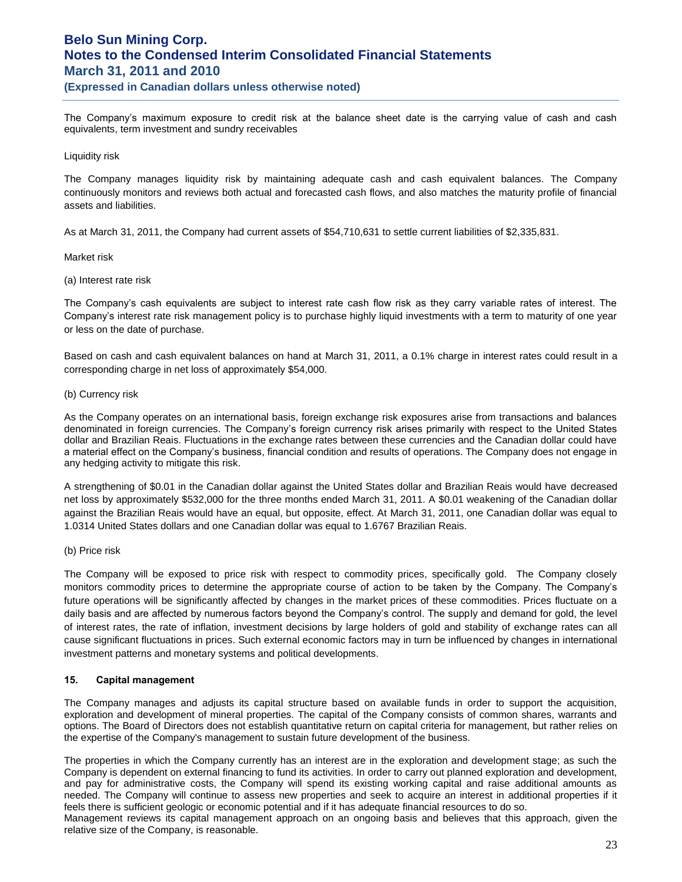The Company's maximum exposure to credit risk at the balance sheet date is the carrying value of cash and cash equivalents, term investment and sundry receivables

Liquidity risk

The Company manages liquidity risk by maintaining adequate cash and cash equivalent balances. The Company continuously monitors and reviews both actual and forecasted cash flows, and also matches the maturity profile of financial assets and liabilities.

As at March 31, 2011, the Company had current assets of $54,710,631 to settle current liabilities of $2,335,831.

Market risk

(a) Interest rate risk

The Company's cash equivalents are subject to interest rate cash flow risk as they carry variable rates of interest. The Company's interest rate risk management policy is to purchase highly liquid investments with a term to maturity of one year or less on the date of purchase.

Based on cash and cash equivalent balances on hand at March 31, 2011, a 0.1% charge in interest rates could result in a corresponding charge in net loss of approximately $54,000.

(b) Currency risk

As the Company operates on an international basis, foreign exchange risk exposures arise from transactions and balances denominated in foreign currencies. The Company's foreign currency risk arises primarily with respect to the United States dollar and Brazilian Reais. Fluctuations in the exchange rates between these currencies and the Canadian dollar could have a material effect on the Company's business, financial condition and results of operations. The Company does not engage in any hedging activity to mitigate this risk.

A strengthening of $0.01 in the Canadian dollar against the United States dollar and Brazilian Reais would have decreased net loss by approximately $532,000 for the three months ended March 31, 2011. A $0.01 weakening of the Canadian dollar against the Brazilian Reais would have an equal, but opposite, effect. At March 31, 2011, one Canadian dollar was equal to 1.0314 United States dollars and one Canadian dollar was equal to 1.6767 Brazilian Reais.

(b) Price risk

The Company will be exposed to price risk with respect to commodity prices, specifically gold. The Company closely monitors commodity prices to determine the appropriate course of action to be taken by the Company. The Company's future operations will be significantly affected by changes in the market prices of these commodities. Prices fluctuate on a daily basis and are affected by numerous factors beyond the Company's control. The supply and demand for gold, the level of interest rates, the rate of inflation, investment decisions by large holders of gold and stability of exchange rates can all cause significant fluctuations in prices. Such external economic factors may in turn be influenced by changes in international investment patterns and monetary systems and political developments.

## 15. Capital management

The Company manages and adjusts its capital structure based on available funds in order to support the acquisition, exploration and development of mineral properties. The capital of the Company consists of common shares, warrants and options. The Board of Directors does not establish quantitative return on capital criteria for management, but rather relies on the expertise of the Company's management to sustain future development of the business.

The properties in which the Company currently has an interest are in the exploration and development stage; as such the Company is dependent on external financing to fund its activities. In order to carry out planned exploration and development, and pay for administrative costs, the Company will spend its existing working capital and raise additional amounts as needed. The Company will continue to assess new properties and seek to acquire an interest in additional properties if it feels there is sufficient geologic or economic potential and if it has adequate financial resources to do so.

Management reviews its capital management approach on an ongoing basis and believes that this approach, given the relative size of the Company, is reasonable.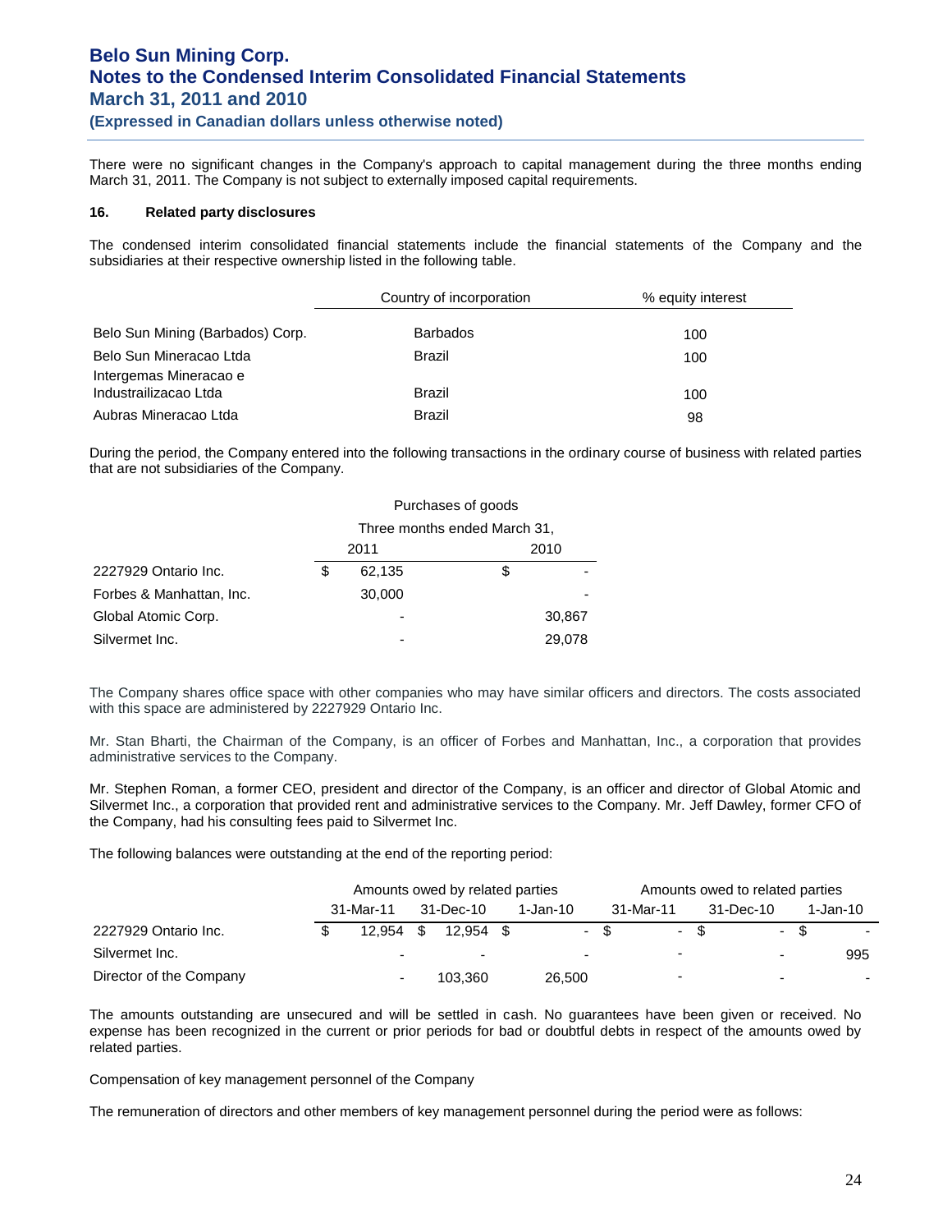There were no significant changes in the Company's approach to capital management during the three months ending March 31, 2011. The Company is not subject to externally imposed capital requirements.

**16. Related party disclosures**

The condensed interim consolidated financial statements include the financial statements of the Company and the subsidiaries at their respective ownership listed in the following table.

| | Country of incorporation | % equity interest |
|---|---|---|
| Belo Sun Mining (Barbados) Corp. | Barbados | 100 |
| Belo Sun Mineracao Ltda | Brazil | 100 |
| Intergemas Mineracao e Industrailizacao Ltda | Brazil | 100 |
| Aubras Mineracao Ltda | Brazil | 98 |

During the period, the Company entered into the following transactions in the ordinary course of business with related parties that are not subsidiaries of the Company.

| | Purchases of goods | |
|---|---|---|
| | Three months ended March 31, | |
| | 2011 | 2010 |
| 2227929 Ontario Inc. | $ 62,135 | $ - |
| Forbes & Manhattan, Inc. | 30,000 | - |
| Global Atomic Corp. | - | 30,867 |
| Silvermet Inc. | - | 29,078 |

The Company shares office space with other companies who may have similar officers and directors. The costs associated with this space are administered by 2227929 Ontario Inc.

Mr. Stan Bharti, the Chairman of the Company, is an officer of Forbes and Manhattan, Inc., a corporation that provides administrative services to the Company.

Mr. Stephen Roman, a former CEO, president and director of the Company, is an officer and director of Global Atomic and Silvermet Inc., a corporation that provided rent and administrative services to the Company. Mr. Jeff Dawley, former CFO of the Company, had his consulting fees paid to Silvermet Inc.

The following balances were outstanding at the end of the reporting period:

| | Amounts owed by related parties | | | Amounts owed to related parties | | |
|---|---|---|---|---|---|---|
| | 31-Mar-11 | 31-Dec-10 | 1-Jan-10 | 31-Mar-11 | 31-Dec-10 | 1-Jan-10 |
| 2227929 Ontario Inc. | $ 12,954 | $ 12,954 | $ - | $ - | $ - | $ - |
| Silvermet Inc. | - | - | - | - | - | 995 |
| Director of the Company | - | 103,360 | 26,500 | - | - | - |

The amounts outstanding are unsecured and will be settled in cash. No guarantees have been given or received. No expense has been recognized in the current or prior periods for bad or doubtful debts in respect of the amounts owed by related parties.

Compensation of key management personnel of the Company

The remuneration of directors and other members of key management personnel during the period were as follows: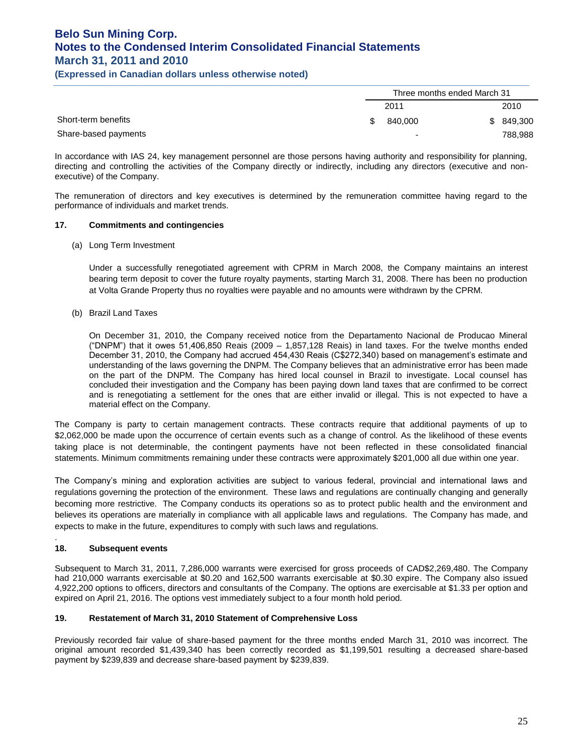| | Three months ended March 31 | |
|---|---|---|
| | 2011 | 2010 |
| Short-term benefits | $ 840,000 | $ 849,300 |
| Share-based payments | - | 788,988 |

In accordance with IAS 24, key management personnel are those persons having authority and responsibility for planning, directing and controlling the activities of the Company directly or indirectly, including any directors (executive and non-executive) of the Company.

The remuneration of directors and key executives is determined by the remuneration committee having regard to the performance of individuals and market trends.

## 17. Commitments and contingencies

(a) Long Term Investment

Under a successfully renegotiated agreement with CPRM in March 2008, the Company maintains an interest bearing term deposit to cover the future royalty payments, starting March 31, 2008. There has been no production at Volta Grande Property thus no royalties were payable and no amounts were withdrawn by the CPRM.

(b) Brazil Land Taxes

On December 31, 2010, the Company received notice from the Departamento Nacional de Producao Mineral ("DNPM") that it owes 51,406,850 Reais (2009 – 1,857,128 Reais) in land taxes. For the twelve months ended December 31, 2010, the Company had accrued 454,430 Reais (C$272,340) based on management's estimate and understanding of the laws governing the DNPM. The Company believes that an administrative error has been made on the part of the DNPM. The Company has hired local counsel in Brazil to investigate. Local counsel has concluded their investigation and the Company has been paying down land taxes that are confirmed to be correct and is renegotiating a settlement for the ones that are either invalid or illegal. This is not expected to have a material effect on the Company.

The Company is party to certain management contracts. These contracts require that additional payments of up to $2,062,000 be made upon the occurrence of certain events such as a change of control. As the likelihood of these events taking place is not determinable, the contingent payments have not been reflected in these consolidated financial statements. Minimum commitments remaining under these contracts were approximately $201,000 all due within one year.

The Company's mining and exploration activities are subject to various federal, provincial and international laws and regulations governing the protection of the environment. These laws and regulations are continually changing and generally becoming more restrictive. The Company conducts its operations so as to protect public health and the environment and believes its operations are materially in compliance with all applicable laws and regulations. The Company has made, and expects to make in the future, expenditures to comply with such laws and regulations.

## 18. Subsequent events

Subsequent to March 31, 2011, 7,286,000 warrants were exercised for gross proceeds of CAD$2,269,480. The Company had 210,000 warrants exercisable at $0.20 and 162,500 warrants exercisable at $0.30 expire. The Company also issued 4,922,200 options to officers, directors and consultants of the Company. The options are exercisable at $1.33 per option and expired on April 21, 2016. The options vest immediately subject to a four month hold period.

## 19. Restatement of March 31, 2010 Statement of Comprehensive Loss

Previously recorded fair value of share-based payment for the three months ended March 31, 2010 was incorrect. The original amount recorded $1,439,340 has been correctly recorded as $1,199,501 resulting a decreased share-based payment by $239,839 and decrease share-based payment by $239,839.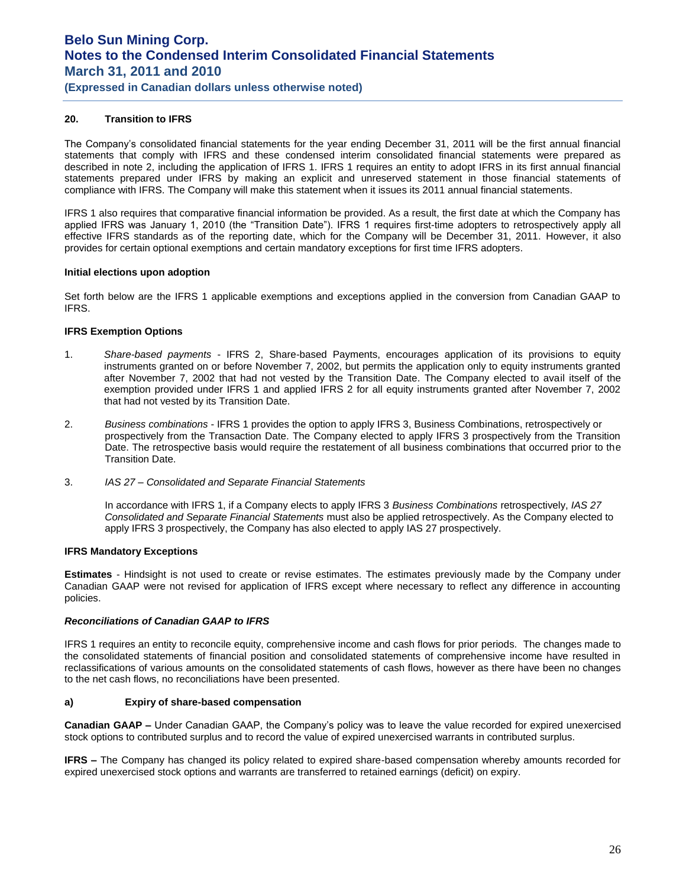## 20. Transition to IFRS

The Company's consolidated financial statements for the year ending December 31, 2011 will be the first annual financial statements that comply with IFRS and these condensed interim consolidated financial statements were prepared as described in note 2, including the application of IFRS 1. IFRS 1 requires an entity to adopt IFRS in its first annual financial statements prepared under IFRS by making an explicit and unreserved statement in those financial statements of compliance with IFRS. The Company will make this statement when it issues its 2011 annual financial statements.

IFRS 1 also requires that comparative financial information be provided. As a result, the first date at which the Company has applied IFRS was January 1, 2010 (the "Transition Date"). IFRS 1 requires first-time adopters to retrospectively apply all effective IFRS standards as of the reporting date, which for the Company will be December 31, 2011. However, it also provides for certain optional exemptions and certain mandatory exceptions for first time IFRS adopters.

### Initial elections upon adoption

Set forth below are the IFRS 1 applicable exemptions and exceptions applied in the conversion from Canadian GAAP to IFRS.

### IFRS Exemption Options

1. *Share-based payments* - IFRS 2, Share-based Payments, encourages application of its provisions to equity instruments granted on or before November 7, 2002, but permits the application only to equity instruments granted after November 7, 2002 that had not vested by the Transition Date. The Company elected to avail itself of the exemption provided under IFRS 1 and applied IFRS 2 for all equity instruments granted after November 7, 2002 that had not vested by its Transition Date.

2. *Business combinations* - IFRS 1 provides the option to apply IFRS 3, Business Combinations, retrospectively or prospectively from the Transaction Date. The Company elected to apply IFRS 3 prospectively from the Transition Date. The retrospective basis would require the restatement of all business combinations that occurred prior to the Transition Date.

3. *IAS 27 – Consolidated and Separate Financial Statements*

   In accordance with IFRS 1, if a Company elects to apply IFRS 3 *Business Combinations* retrospectively, *IAS 27 Consolidated and Separate Financial Statements* must also be applied retrospectively. As the Company elected to apply IFRS 3 prospectively, the Company has also elected to apply IAS 27 prospectively.

### IFRS Mandatory Exceptions

**Estimates** - Hindsight is not used to create or revise estimates. The estimates previously made by the Company under Canadian GAAP were not revised for application of IFRS except where necessary to reflect any difference in accounting policies.

### *Reconciliations of Canadian GAAP to IFRS*

IFRS 1 requires an entity to reconcile equity, comprehensive income and cash flows for prior periods. The changes made to the consolidated statements of financial position and consolidated statements of comprehensive income have resulted in reclassifications of various amounts on the consolidated statements of cash flows, however as there have been no changes to the net cash flows, no reconciliations have been presented.

### a) Expiry of share-based compensation

**Canadian GAAP –** Under Canadian GAAP, the Company's policy was to leave the value recorded for expired unexercised stock options to contributed surplus and to record the value of expired unexercised warrants in contributed surplus.

**IFRS –** The Company has changed its policy related to expired share-based compensation whereby amounts recorded for expired unexercised stock options and warrants are transferred to retained earnings (deficit) on expiry.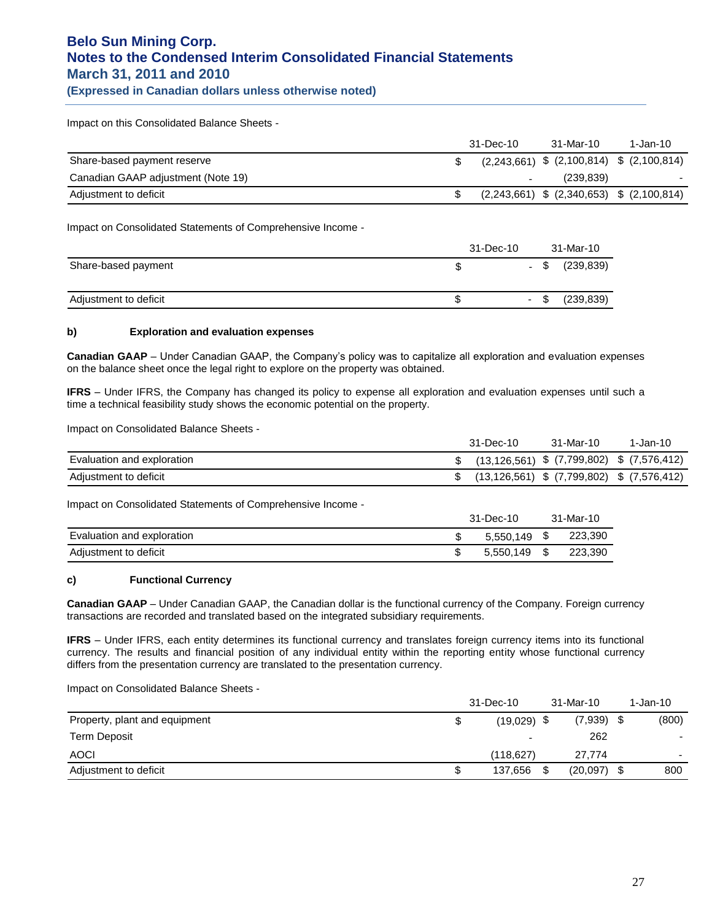Impact on this Consolidated Balance Sheets -

| | 31-Dec-10 | 31-Mar-10 | 1-Jan-10 |
|---|---|---|---|
| Share-based payment reserve | $ (2,243,661) | $ (2,100,814) | $ (2,100,814) |
| Canadian GAAP adjustment (Note 19) | - | (239,839) | - |
| Adjustment to deficit | $ (2,243,661) | $ (2,340,653) | $ (2,100,814) |

Impact on Consolidated Statements of Comprehensive Income -

| | 31-Dec-10 | 31-Mar-10 |
|---|---|---|
| Share-based payment | $ - | $ (239,839) |
| Adjustment to deficit | $ - | $ (239,839) |

**b) Exploration and evaluation expenses**

**Canadian GAAP** – Under Canadian GAAP, the Company's policy was to capitalize all exploration and evaluation expenses on the balance sheet once the legal right to explore on the property was obtained.

**IFRS** – Under IFRS, the Company has changed its policy to expense all exploration and evaluation expenses until such a time a technical feasibility study shows the economic potential on the property.

Impact on Consolidated Balance Sheets -

| | 31-Dec-10 | 31-Mar-10 | 1-Jan-10 |
|---|---|---|---|
| Evaluation and exploration | $ (13,126,561) | $ (7,799,802) | $ (7,576,412) |
| Adjustment to deficit | $ (13,126,561) | $ (7,799,802) | $ (7,576,412) |

Impact on Consolidated Statements of Comprehensive Income -

| | 31-Dec-10 | 31-Mar-10 |
|---|---|---|
| Evaluation and exploration | $ 5,550,149 | $ 223,390 |
| Adjustment to deficit | $ 5,550,149 | $ 223,390 |

**c) Functional Currency**

**Canadian GAAP** – Under Canadian GAAP, the Canadian dollar is the functional currency of the Company. Foreign currency transactions are recorded and translated based on the integrated subsidiary requirements.

**IFRS** – Under IFRS, each entity determines its functional currency and translates foreign currency items into its functional currency. The results and financial position of any individual entity within the reporting entity whose functional currency differs from the presentation currency are translated to the presentation currency.

Impact on Consolidated Balance Sheets -

| | 31-Dec-10 | 31-Mar-10 | 1-Jan-10 |
|---|---|---|---|
| Property, plant and equipment | $ (19,029) | $ (7,939) | $ (800) |
| Term Deposit | - | 262 | - |
| AOCI | (118,627) | 27,774 | - |
| Adjustment to deficit | $ 137,656 | $ (20,097) | $ 800 |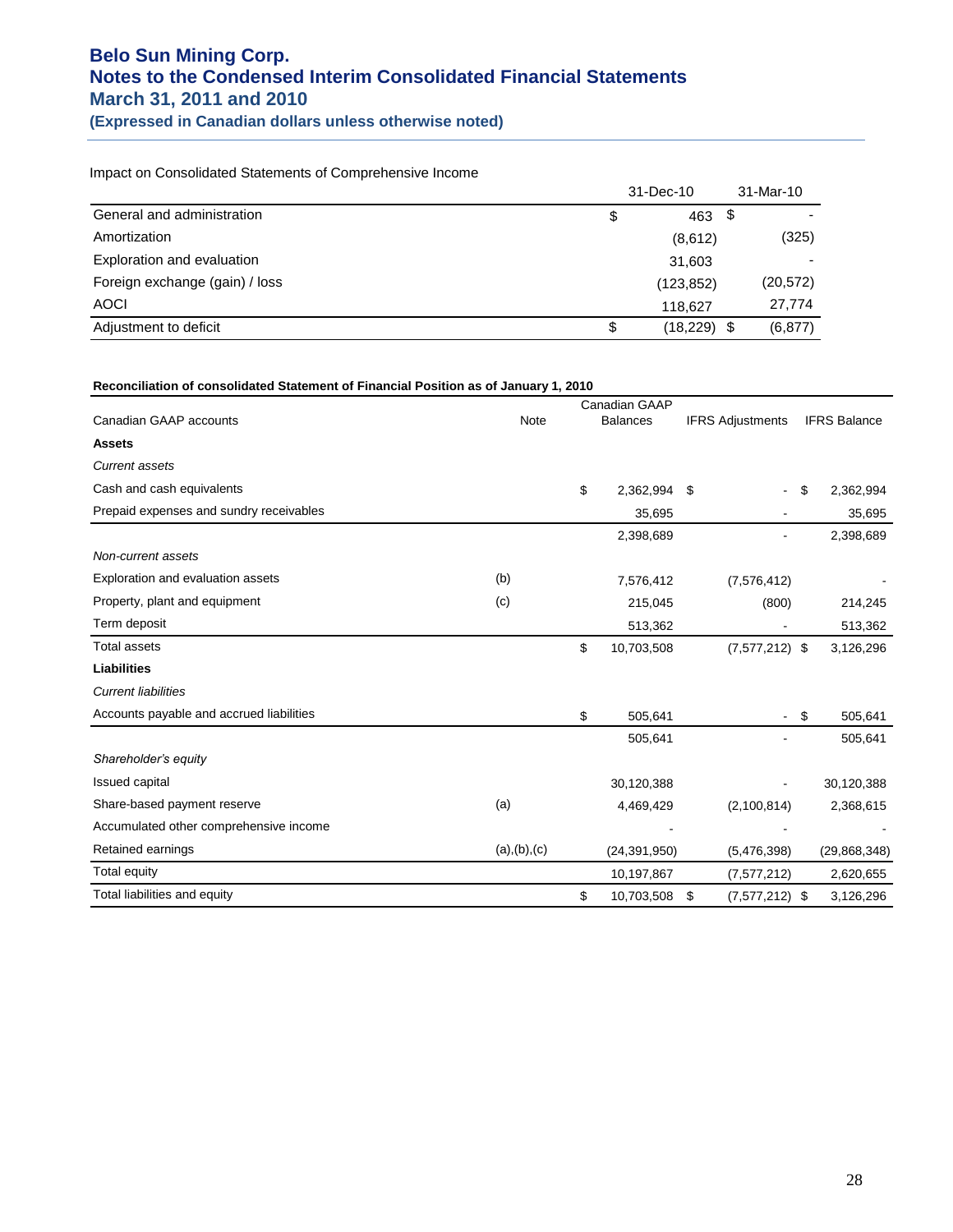Impact on Consolidated Statements of Comprehensive Income

| | 31-Dec-10 | 31-Mar-10 |
|---|---|---|
| General and administration | $ 463 | $ - |
| Amortization | (8,612) | (325) |
| Exploration and evaluation | 31,603 | - |
| Foreign exchange (gain) / loss | (123,852) | (20,572) |
| AOCI | 118,627 | 27,774 |
| Adjustment to deficit | $ (18,229) | $ (6,877) |

**Reconciliation of consolidated Statement of Financial Position as of January 1, 2010**

| Canadian GAAP accounts | Note | Canadian GAAP Balances | IFRS Adjustments | IFRS Balance |
|---|---|---|---|---|
| **Assets** | | | | |
| *Current assets* | | | | |
| Cash and cash equivalents | | $ 2,362,994 | $ - | $ 2,362,994 |
| Prepaid expenses and sundry receivables | | 35,695 | - | 35,695 |
| | | 2,398,689 | - | 2,398,689 |
| *Non-current assets* | | | | |
| Exploration and evaluation assets | (b) | 7,576,412 | (7,576,412) | - |
| Property, plant and equipment | (c) | 215,045 | (800) | 214,245 |
| Term deposit | | 513,362 | - | 513,362 |
| Total assets | | $ 10,703,508 | (7,577,212) | $ 3,126,296 |
| **Liabilities** | | | | |
| *Current liabilities* | | | | |
| Accounts payable and accrued liabilities | | $ 505,641 | - | $ 505,641 |
| | | 505,641 | - | 505,641 |
| *Shareholder's equity* | | | | |
| Issued capital | | 30,120,388 | - | 30,120,388 |
| Share-based payment reserve | (a) | 4,469,429 | (2,100,814) | 2,368,615 |
| Accumulated other comprehensive income | | - | - | - |
| Retained earnings | (a),(b),(c) | (24,391,950) | (5,476,398) | (29,868,348) |
| Total equity | | 10,197,867 | (7,577,212) | 2,620,655 |
| Total liabilities and equity | | $ 10,703,508 | $ (7,577,212) | $ 3,126,296 |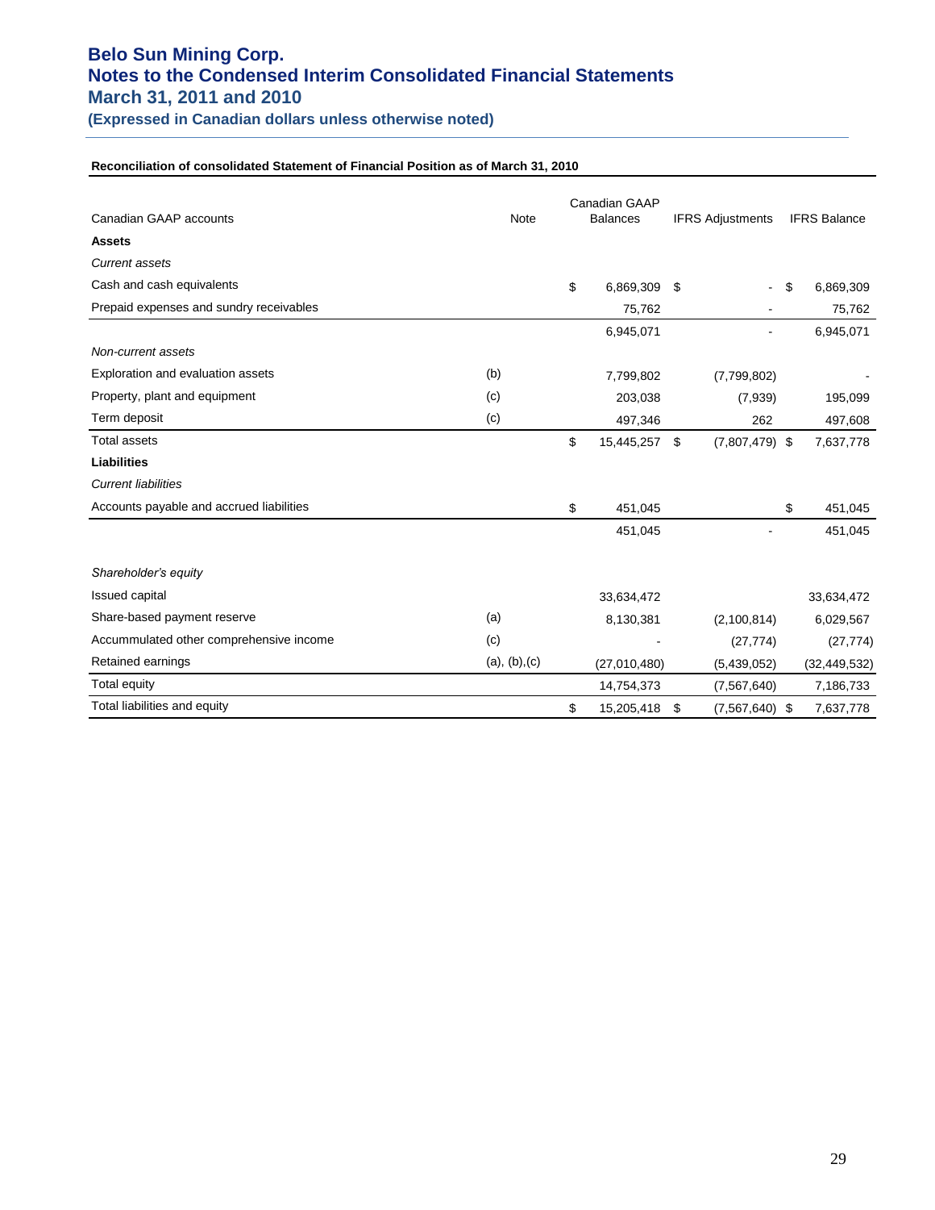# Belo Sun Mining Corp.
# Notes to the Condensed Interim Consolidated Financial Statements
## March 31, 2011 and 2010
### (Expressed in Canadian dollars unless otherwise noted)

**Reconciliation of consolidated Statement of Financial Position as of March 31, 2010**

| Canadian GAAP accounts | Note | Canadian GAAP Balances | IFRS Adjustments | IFRS Balance |
|---|---|---|---|---|
| **Assets** | | | | |
| *Current assets* | | | | |
| Cash and cash equivalents | | $ 6,869,309 | $ - | $ 6,869,309 |
| Prepaid expenses and sundry receivables | | 75,762 | - | 75,762 |
| | | 6,945,071 | - | 6,945,071 |
| *Non-current assets* | | | | |
| Exploration and evaluation assets | (b) | 7,799,802 | (7,799,802) | - |
| Property, plant and equipment | (c) | 203,038 | (7,939) | 195,099 |
| Term deposit | (c) | 497,346 | 262 | 497,608 |
| Total assets | | $ 15,445,257 | $ (7,807,479) | $ 7,637,778 |
| **Liabilities** | | | | |
| *Current liabilities* | | | | |
| Accounts payable and accrued liabilities | | $ 451,045 | | $ 451,045 |
| | | 451,045 | - | 451,045 |
| *Shareholder's equity* | | | | |
| Issued capital | | 33,634,472 | | 33,634,472 |
| Share-based payment reserve | (a) | 8,130,381 | (2,100,814) | 6,029,567 |
| Accummulated other comprehensive income | (c) | - | (27,774) | (27,774) |
| Retained earnings | (a), (b),(c) | (27,010,480) | (5,439,052) | (32,449,532) |
| Total equity | | 14,754,373 | (7,567,640) | 7,186,733 |
| Total liabilities and equity | | $ 15,205,418 | $ (7,567,640) | $ 7,637,778 |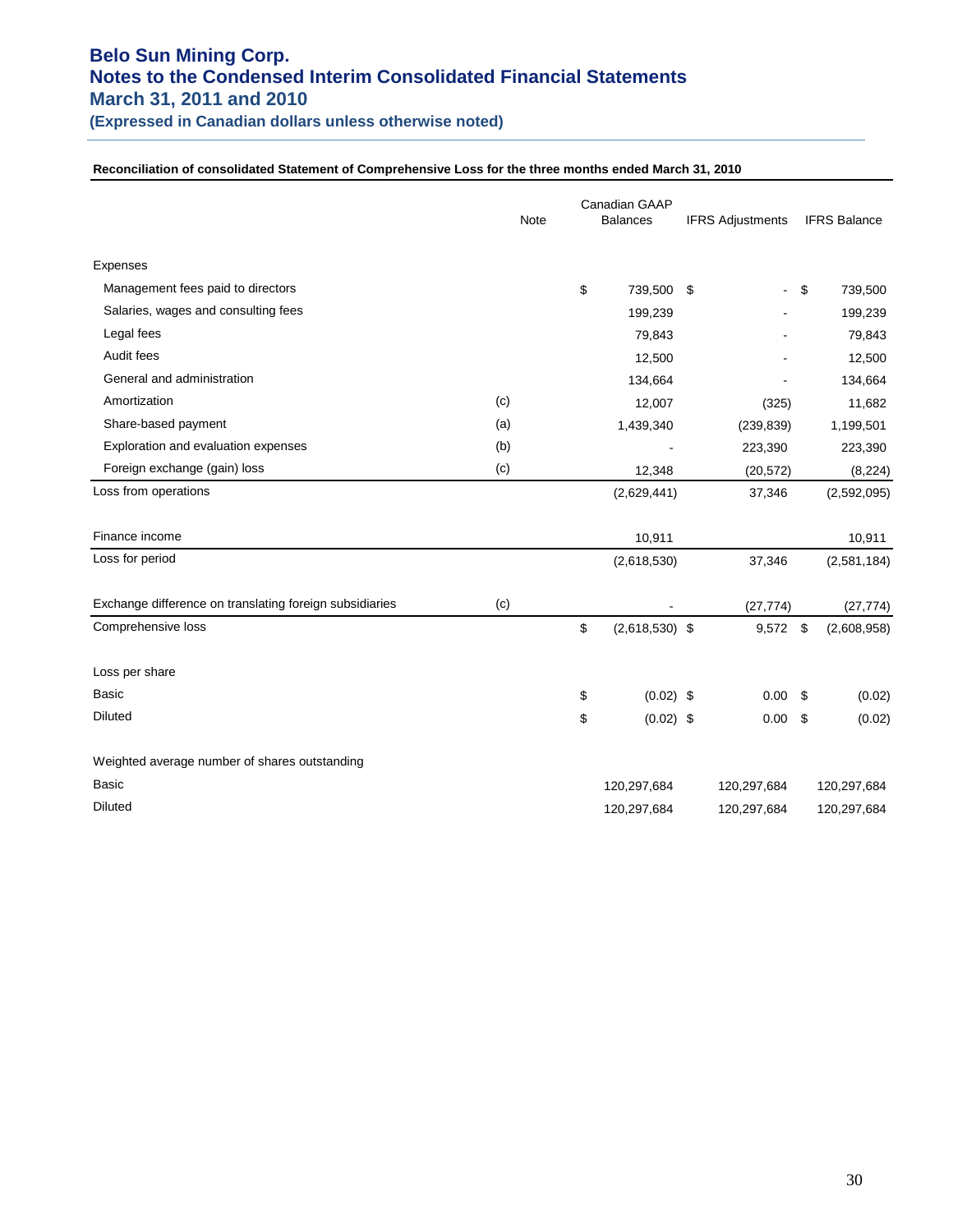**Reconciliation of consolidated Statement of Comprehensive Loss for the three months ended March 31, 2010**

| | Note | Canadian GAAP Balances | IFRS Adjustments | IFRS Balance |
|---|---|---|---|---|
| Expenses | | | | |
| Management fees paid to directors | | $ 739,500 | $ - | $ 739,500 |
| Salaries, wages and consulting fees | | 199,239 | - | 199,239 |
| Legal fees | | 79,843 | - | 79,843 |
| Audit fees | | 12,500 | - | 12,500 |
| General and administration | | 134,664 | - | 134,664 |
| Amortization | (c) | 12,007 | (325) | 11,682 |
| Share-based payment | (a) | 1,439,340 | (239,839) | 1,199,501 |
| Exploration and evaluation expenses | (b) | - | 223,390 | 223,390 |
| Foreign exchange (gain) loss | (c) | 12,348 | (20,572) | (8,224) |
| Loss from operations | | (2,629,441) | 37,346 | (2,592,095) |
| Finance income | | 10,911 | | 10,911 |
| Loss for period | | (2,618,530) | 37,346 | (2,581,184) |
| Exchange difference on translating foreign subsidiaries | (c) | - | (27,774) | (27,774) |
| Comprehensive loss | | $ (2,618,530) | $ 9,572 | $ (2,608,958) |
| Loss per share | | | | |
| Basic | | $ (0.02) | $ 0.00 | $ (0.02) |
| Diluted | | $ (0.02) | $ 0.00 | $ (0.02) |
| Weighted average number of shares outstanding | | | | |
| Basic | | 120,297,684 | 120,297,684 | 120,297,684 |
| Diluted | | 120,297,684 | 120,297,684 | 120,297,684 |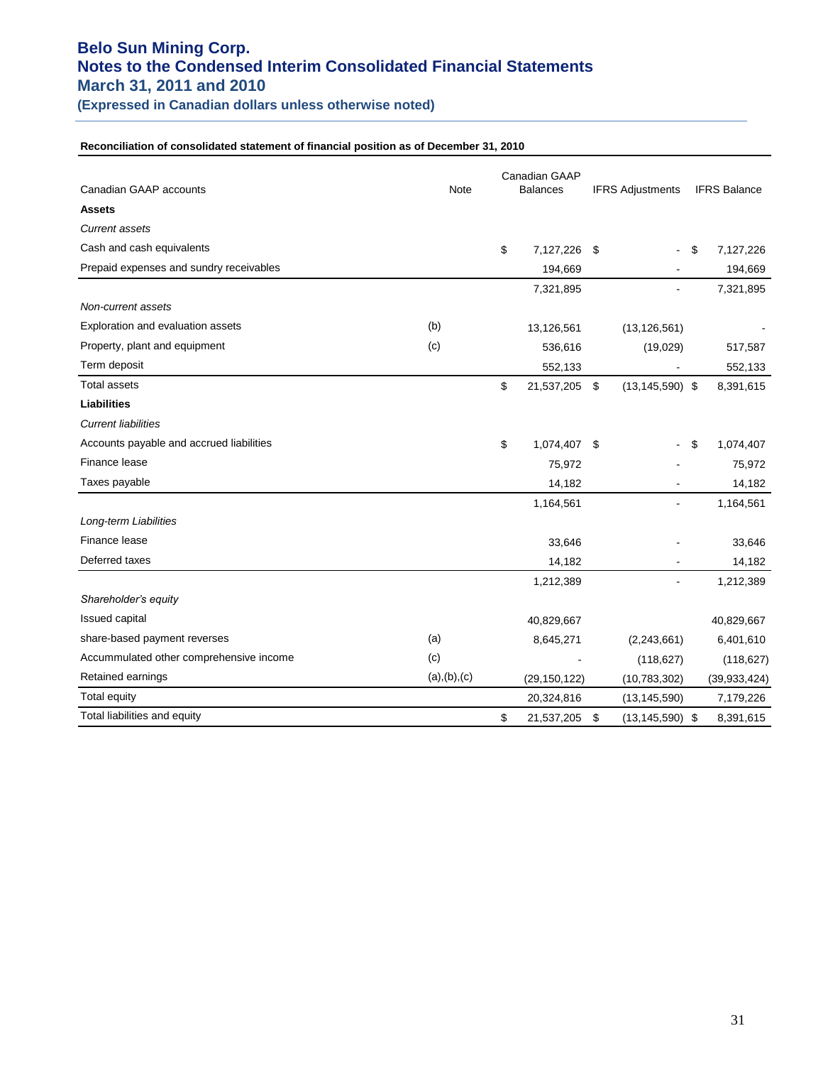# Belo Sun Mining Corp.
# Notes to the Condensed Interim Consolidated Financial Statements
## March 31, 2011 and 2010
### (Expressed in Canadian dollars unless otherwise noted)

**Reconciliation of consolidated statement of financial position as of December 31, 2010**

| Canadian GAAP accounts | Note | Canadian GAAP Balances | IFRS Adjustments | IFRS Balance |
|---|---|---|---|---|
| **Assets** | | | | |
| *Current assets* | | | | |
| Cash and cash equivalents | | $ 7,127,226 | $ - | $ 7,127,226 |
| Prepaid expenses and sundry receivables | | 194,669 | - | 194,669 |
| | | 7,321,895 | - | 7,321,895 |
| *Non-current assets* | | | | |
| Exploration and evaluation assets | (b) | 13,126,561 | (13,126,561) | - |
| Property, plant and equipment | (c) | 536,616 | (19,029) | 517,587 |
| Term deposit | | 552,133 | - | 552,133 |
| Total assets | | $ 21,537,205 | $ (13,145,590) | $ 8,391,615 |
| **Liabilities** | | | | |
| *Current liabilities* | | | | |
| Accounts payable and accrued liabilities | | $ 1,074,407 | $ - | $ 1,074,407 |
| Finance lease | | 75,972 | - | 75,972 |
| Taxes payable | | 14,182 | - | 14,182 |
| | | 1,164,561 | - | 1,164,561 |
| *Long-term Liabilities* | | | | |
| Finance lease | | 33,646 | - | 33,646 |
| Deferred taxes | | 14,182 | - | 14,182 |
| | | 1,212,389 | - | 1,212,389 |
| *Shareholder's equity* | | | | |
| Issued capital | | 40,829,667 | | 40,829,667 |
| share-based payment reverses | (a) | 8,645,271 | (2,243,661) | 6,401,610 |
| Accummulated other comprehensive income | (c) | - | (118,627) | (118,627) |
| Retained earnings | (a),(b),(c) | (29,150,122) | (10,783,302) | (39,933,424) |
| Total equity | | 20,324,816 | (13,145,590) | 7,179,226 |
| Total liabilities and equity | | $ 21,537,205 | $ (13,145,590) | $ 8,391,615 |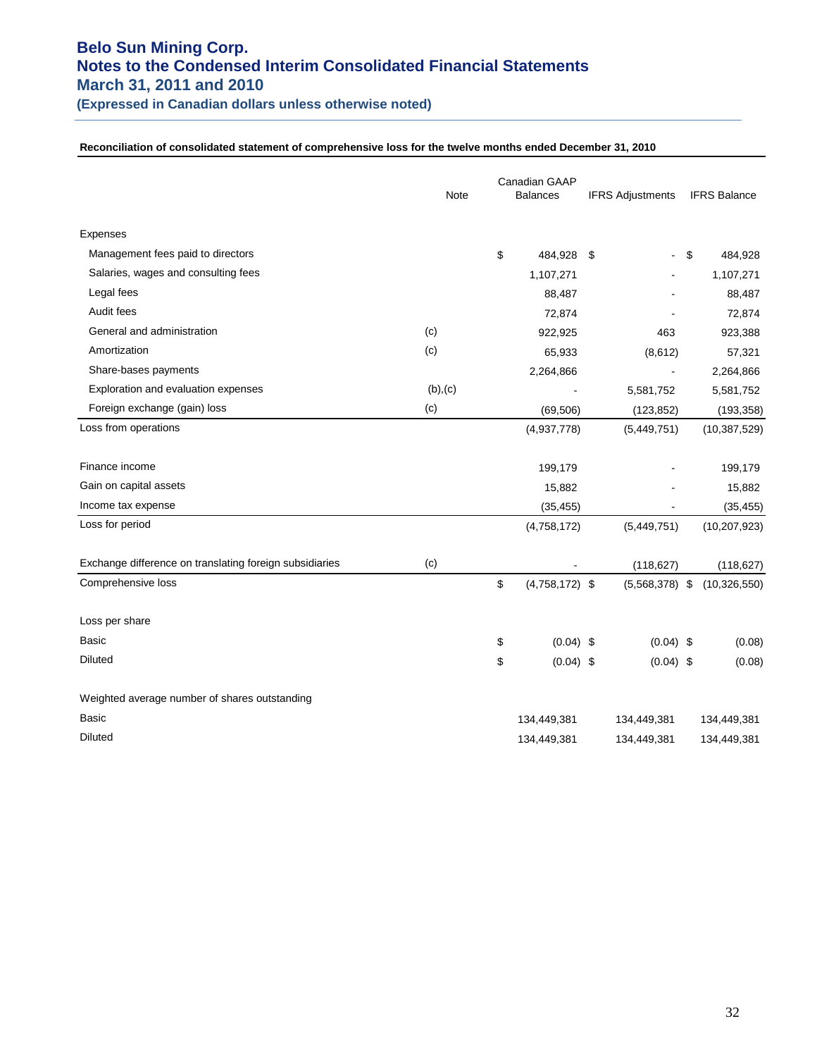# Belo Sun Mining Corp.
# Notes to the Condensed Interim Consolidated Financial Statements
## March 31, 2011 and 2010
### (Expressed in Canadian dollars unless otherwise noted)

**Reconciliation of consolidated statement of comprehensive loss for the twelve months ended December 31, 2010**

| | Note | Canadian GAAP Balances | IFRS Adjustments | IFRS Balance |
|---|---|---|---|---|
| Expenses | | | | |
| Management fees paid to directors | | $ 484,928 | $ - | $ 484,928 |
| Salaries, wages and consulting fees | | 1,107,271 | - | 1,107,271 |
| Legal fees | | 88,487 | - | 88,487 |
| Audit fees | | 72,874 | - | 72,874 |
| General and administration | (c) | 922,925 | 463 | 923,388 |
| Amortization | (c) | 65,933 | (8,612) | 57,321 |
| Share-bases payments | | 2,264,866 | - | 2,264,866 |
| Exploration and evaluation expenses | (b),(c) | - | 5,581,752 | 5,581,752 |
| Foreign exchange (gain) loss | (c) | (69,506) | (123,852) | (193,358) |
| Loss from operations | | (4,937,778) | (5,449,751) | (10,387,529) |
| Finance income | | 199,179 | - | 199,179 |
| Gain on capital assets | | 15,882 | - | 15,882 |
| Income tax expense | | (35,455) | - | (35,455) |
| Loss for period | | (4,758,172) | (5,449,751) | (10,207,923) |
| Exchange difference on translating foreign subsidiaries | (c) | - | (118,627) | (118,627) |
| Comprehensive loss | | $ (4,758,172) | $ (5,568,378) | $ (10,326,550) |
| Loss per share | | | | |
| Basic | | $ (0.04) | $ (0.04) | $ (0.08) |
| Diluted | | $ (0.04) | $ (0.04) | $ (0.08) |
| Weighted average number of shares outstanding | | | | |
| Basic | | 134,449,381 | 134,449,381 | 134,449,381 |
| Diluted | | 134,449,381 | 134,449,381 | 134,449,381 |